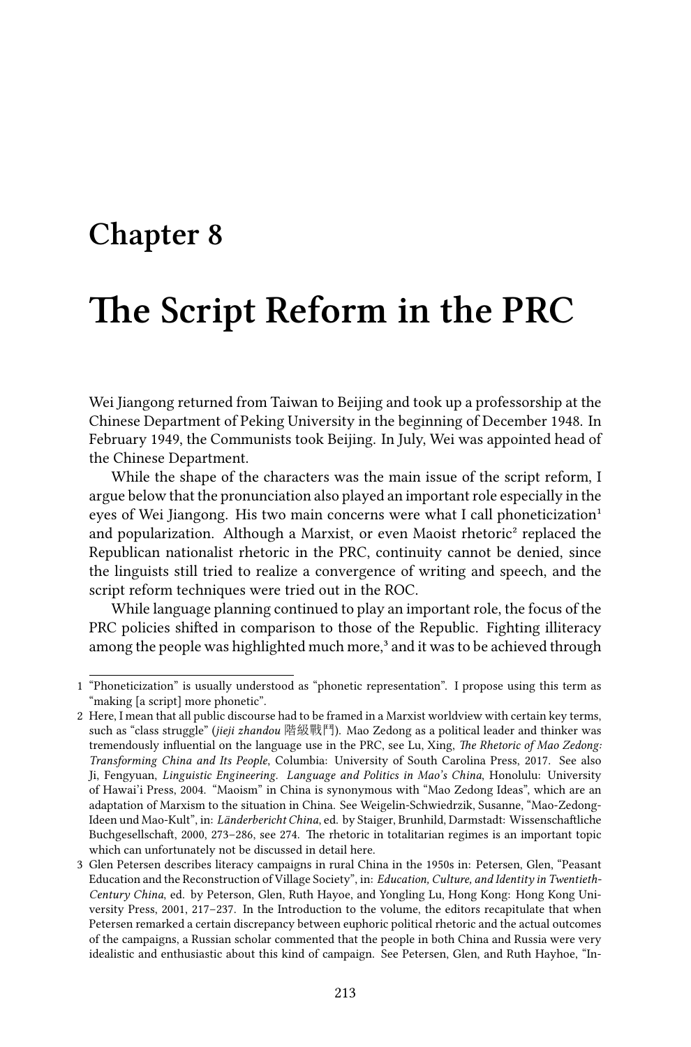# Chapter 8

# The Script Reform in the PRC

Wei Jiangong returned from Taiwan to Beijing and took up a professorship at the Chinese Department of Peking University in the beginning of December 1948. In February 1949, the Communists took Beijing. In July, Wei was appointed head of the Chinese Department.

While the shape of the characters was the main issue of the script reform, I argue below that the pronunciation also played an important role especially in the eyes of Wei Jiangong. His two main concerns were what I call phoneticization[1] and popularization. Although a Marxist, or even Maoist rhetoric[2] replaced the Republican nationalist rhetoric in the PRC, continuity cannot be denied, since the linguists still tried to realize a convergence of writing and speech, and the script reform techniques were tried out in the ROC.

While language planning continued to play an important role, the focus of the PRC policies shifted in comparison to those of the Republic. Fighting illiteracy among the people was highlighted much more,[3] and it was to be achieved through

---

1 "Phoneticization" is usually understood as "phonetic representation". I propose using this term as "making [a script] more phonetic".

2 Here, I mean that all public discourse had to be framed in a Marxist worldview with certain key terms, such as "class struggle" (*jieji zhandou* 階級戰鬥). Mao Zedong as a political leader and thinker was tremendously influential on the language use in the PRC, see Lu, Xing, *The Rhetoric of Mao Zedong: Transforming China and Its People*, Columbia: University of South Carolina Press, 2017. See also Ji, Fengyuan, *Linguistic Engineering. Language and Politics in Mao's China*, Honolulu: University of Hawai'i Press, 2004. "Maoism" in China is synonymous with "Mao Zedong Ideas", which are an adaptation of Marxism to the situation in China. See Weigelin-Schwiedrzik, Susanne, "Mao-Zedong-Ideen und Mao-Kult", in: *Länderbericht China*, ed. by Staiger, Brunhild, Darmstadt: Wissenschaftliche Buchgesellschaft, 2000, 273–286, see 274. The rhetoric in totalitarian regimes is an important topic which can unfortunately not be discussed in detail here.

3 Glen Petersen describes literacy campaigns in rural China in the 1950s in: Petersen, Glen, "Peasant Education and the Reconstruction of Village Society", in: *Education, Culture, and Identity in Twentieth-Century China*, ed. by Peterson, Glen, Ruth Hayoe, and Yongling Lu, Hong Kong: Hong Kong University Press, 2001, 217–237. In the Introduction to the volume, the editors recapitulate that when Petersen remarked a certain discrepancy between euphoric political rhetoric and the actual outcomes of the campaigns, a Russian scholar commented that the people in both China and Russia were very idealistic and enthusiastic about this kind of campaign. See Petersen, Glen, and Ruth Hayhoe, "In-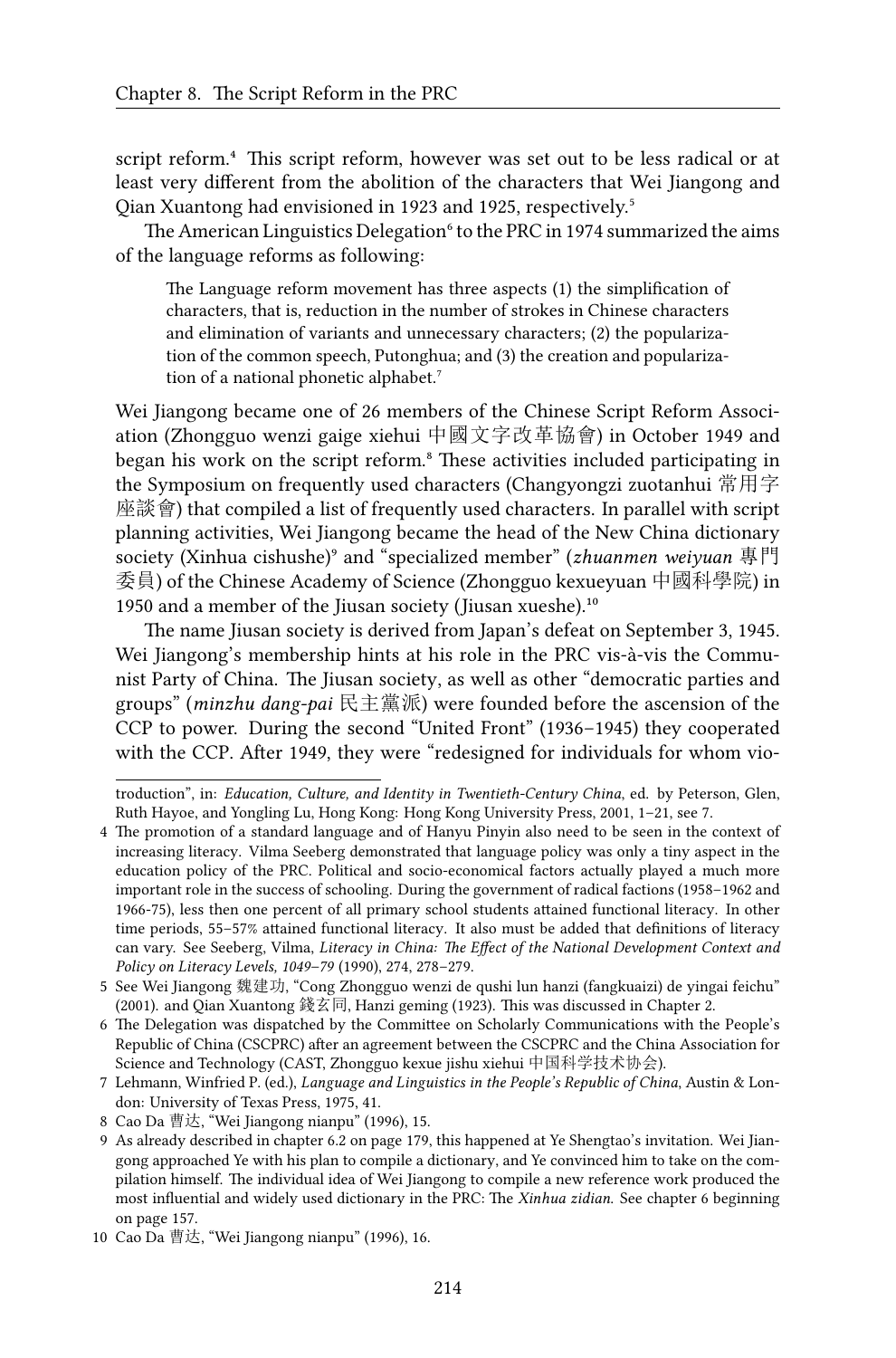script reform.[4] This script reform, however was set out to be less radical or at least very different from the abolition of the characters that Wei Jiangong and Qian Xuantong had envisioned in 1923 and 1925, respectively.[5]

The American Linguistics Delegation[6] to the PRC in 1974 summarized the aims of the language reforms as following:

> The Language reform movement has three aspects (1) the simplification of characters, that is, reduction in the number of strokes in Chinese characters and elimination of variants and unnecessary characters; (2) the popularization of the common speech, Putonghua; and (3) the creation and popularization of a national phonetic alphabet.[7]

Wei Jiangong became one of 26 members of the Chinese Script Reform Association (Zhongguo wenzi gaige xiehui 中國文字改革協會) in October 1949 and began his work on the script reform.[8] These activities included participating in the Symposium on frequently used characters (Changyongzi zuotanhui 常用字座談會) that compiled a list of frequently used characters. In parallel with script planning activities, Wei Jiangong became the head of the New China dictionary society (Xinhua cishushe)[9] and "specialized member" (*zhuanmen weiyuan* 專門委員) of the Chinese Academy of Science (Zhongguo kexueyuan 中國科學院) in 1950 and a member of the Jiusan society (Jiusan xueshe).[10]

The name Jiusan society is derived from Japan's defeat on September 3, 1945. Wei Jiangong's membership hints at his role in the PRC vis-à-vis the Communist Party of China. The Jiusan society, as well as other "democratic parties and groups" (*minzhu dang-pai* 民主黨派) were founded before the ascension of the CCP to power. During the second "United Front" (1936–1945) they cooperated with the CCP. After 1949, they were "redesigned for individuals for whom vio-

---

troduction", in: *Education, Culture, and Identity in Twentieth-Century China*, ed. by Peterson, Glen, Ruth Hayoe, and Yongling Lu, Hong Kong: Hong Kong University Press, 2001, 1–21, see 7.

4 The promotion of a standard language and of Hanyu Pinyin also need to be seen in the context of increasing literacy. Vilma Seeberg demonstrated that language policy was only a tiny aspect in the education policy of the PRC. Political and socio-economical factors actually played a much more important role in the success of schooling. During the government of radical factions (1958–1962 and 1966-75), less then one percent of all primary school students attained functional literacy. In other time periods, 55–57% attained functional literacy. It also must be added that definitions of literacy can vary. See Seeberg, Vilma, *Literacy in China: The Effect of the National Development Context and Policy on Literacy Levels, 1049–79* (1990), 274, 278–279.

5 See Wei Jiangong 魏建功, "Cong Zhongguo wenzi de qushi lun hanzi (fangkuaizi) de yingai feichu" (2001). and Qian Xuantong 錢玄同, Hanzi geming (1923). This was discussed in Chapter 2.

6 The Delegation was dispatched by the Committee on Scholarly Communications with the People's Republic of China (CSCPRC) after an agreement between the CSCPRC and the China Association for Science and Technology (CAST, Zhongguo kexue jishu xiehui 中国科学技术协会).

7 Lehmann, Winfried P. (ed.), *Language and Linguistics in the People's Republic of China*, Austin & London: University of Texas Press, 1975, 41.

8 Cao Da 曹达, "Wei Jiangong nianpu" (1996), 15.

9 As already described in chapter 6.2 on page 179, this happened at Ye Shengtao's invitation. Wei Jiangong approached Ye with his plan to compile a dictionary, and Ye convinced him to take on the compilation himself. The individual idea of Wei Jiangong to compile a new reference work produced the most influential and widely used dictionary in the PRC: The *Xinhua zidian*. See chapter 6 beginning on page 157.

10 Cao Da 曹达, "Wei Jiangong nianpu" (1996), 16.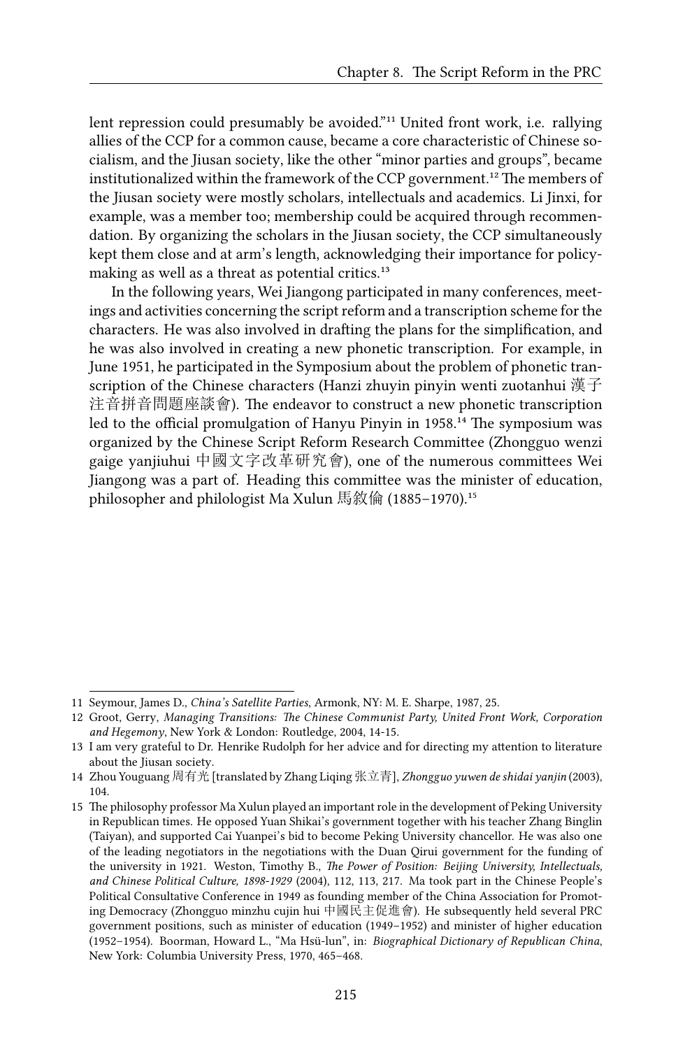lent repression could presumably be avoided."[11] United front work, i.e. rallying allies of the CCP for a common cause, became a core characteristic of Chinese socialism, and the Jiusan society, like the other "minor parties and groups", became institutionalized within the framework of the CCP government.[12] The members of the Jiusan society were mostly scholars, intellectuals and academics. Li Jinxi, for example, was a member too; membership could be acquired through recommendation. By organizing the scholars in the Jiusan society, the CCP simultaneously kept them close and at arm's length, acknowledging their importance for policymaking as well as a threat as potential critics.[13]

In the following years, Wei Jiangong participated in many conferences, meetings and activities concerning the script reform and a transcription scheme for the characters. He was also involved in drafting the plans for the simplification, and he was also involved in creating a new phonetic transcription. For example, in June 1951, he participated in the Symposium about the problem of phonetic transcription of the Chinese characters (Hanzi zhuyin pinyin wenti zuotanhui 漢子注音拼音問題座談會). The endeavor to construct a new phonetic transcription led to the official promulgation of Hanyu Pinyin in 1958.[14] The symposium was organized by the Chinese Script Reform Research Committee (Zhongguo wenzi gaige yanjiuhui 中國文字改革研究會), one of the numerous committees Wei Jiangong was a part of. Heading this committee was the minister of education, philosopher and philologist Ma Xulun 馬敘倫 (1885–1970).[15]

---

11 Seymour, James D., *China's Satellite Parties*, Armonk, NY: M. E. Sharpe, 1987, 25.

12 Groot, Gerry, *Managing Transitions: The Chinese Communist Party, United Front Work, Corporation and Hegemony*, New York & London: Routledge, 2004, 14-15.

13 I am very grateful to Dr. Henrike Rudolph for her advice and for directing my attention to literature about the Jiusan society.

14 Zhou Youguang 周有光 [translated by Zhang Liqing 张立青], *Zhongguo yuwen de shidai yanjin* (2003), 104.

15 The philosophy professor Ma Xulun played an important role in the development of Peking University in Republican times. He opposed Yuan Shikai's government together with his teacher Zhang Binglin (Taiyan), and supported Cai Yuanpei's bid to become Peking University chancellor. He was also one of the leading negotiators in the negotiations with the Duan Qirui government for the funding of the university in 1921. Weston, Timothy B., *The Power of Position: Beijing University, Intellectuals, and Chinese Political Culture, 1898-1929* (2004), 112, 113, 217. Ma took part in the Chinese People's Political Consultative Conference in 1949 as founding member of the China Association for Promoting Democracy (Zhongguo minzhu cujin hui 中國民主促進會). He subsequently held several PRC government positions, such as minister of education (1949–1952) and minister of higher education (1952–1954). Boorman, Howard L., "Ma Hsü-lun", in: *Biographical Dictionary of Republican China*, New York: Columbia University Press, 1970, 465–468.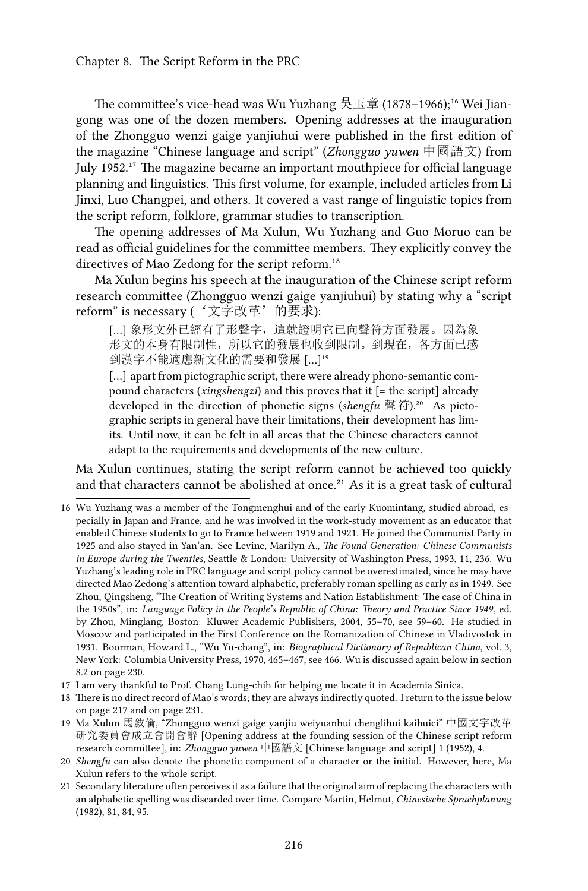The committee's vice-head was Wu Yuzhang 吳玉章 (1878–1966);[16] Wei Jiangong was one of the dozen members. Opening addresses at the inauguration of the Zhongguo wenzi gaige yanjiuhui were published in the first edition of the magazine "Chinese language and script" (*Zhongguo yuwen* 中國語文) from July 1952.[17] The magazine became an important mouthpiece for official language planning and linguistics. This first volume, for example, included articles from Li Jinxi, Luo Changpei, and others. It covered a vast range of linguistic topics from the script reform, folklore, grammar studies to transcription.

The opening addresses of Ma Xulun, Wu Yuzhang and Guo Moruo can be read as official guidelines for the committee members. They explicitly convey the directives of Mao Zedong for the script reform.[18]

Ma Xulun begins his speech at the inauguration of the Chinese script reform research committee (Zhongguo wenzi gaige yanjiuhui) by stating why a "script reform" is necessary (‘文字改革’的要求):

> [...] 象形文外已經有了形聲字，這就證明它已向聲符方面發展。因為象形文的本身有限制性，所以它的發展也收到限制。到現在，各方面已感到漢字不能適應新文化的需要和發展 [...][19]
>
> [...] apart from pictographic script, there were already phono-semantic compound characters (*xingshengzi*) and this proves that it [= the script] already developed in the direction of phonetic signs (*shengfu* 聲符).[20] As pictographic scripts in general have their limitations, their development has limits. Until now, it can be felt in all areas that the Chinese characters cannot adapt to the requirements and developments of the new culture.

Ma Xulun continues, stating the script reform cannot be achieved too quickly and that characters cannot be abolished at once.[21] As it is a great task of cultural

---

16 Wu Yuzhang was a member of the Tongmenghui and of the early Kuomintang, studied abroad, especially in Japan and France, and he was involved in the work-study movement as an educator that enabled Chinese students to go to France between 1919 and 1921. He joined the Communist Party in 1925 and also stayed in Yan'an. See Levine, Marilyn A., *The Found Generation: Chinese Communists in Europe during the Twenties*, Seattle & London: University of Washington Press, 1993, 11, 236. Wu Yuzhang's leading role in PRC language and script policy cannot be overestimated, since he may have directed Mao Zedong's attention toward alphabetic, preferably roman spelling as early as in 1949. See Zhou, Qingsheng, "The Creation of Writing Systems and Nation Establishment: The case of China in the 1950s", in: *Language Policy in the People's Republic of China: Theory and Practice Since 1949*, ed. by Zhou, Minglang, Boston: Kluwer Academic Publishers, 2004, 55–70, see 59–60. He studied in Moscow and participated in the First Conference on the Romanization of Chinese in Vladivostok in 1931. Boorman, Howard L., "Wu Yü-chang", in: *Biographical Dictionary of Republican China*, vol. 3, New York: Columbia University Press, 1970, 465–467, see 466. Wu is discussed again below in section 8.2 on page 230.

17 I am very thankful to Prof. Chang Lung-chih for helping me locate it in Academia Sinica.

18 There is no direct record of Mao's words; they are always indirectly quoted. I return to the issue below on page 217 and on page 231.

19 Ma Xulun 馬敘倫, "Zhongguo wenzi gaige yanjiu weiyuanhui chenglihui kaihuici" 中國文字改革研究委員會成立會開會辭 [Opening address at the founding session of the Chinese script reform research committee], in: *Zhongguo yuwen* 中國語文 [Chinese language and script] 1 (1952), 4.

20 *Shengfu* can also denote the phonetic component of a character or the initial. However, here, Ma Xulun refers to the whole script.

21 Secondary literature often perceives it as a failure that the original aim of replacing the characters with an alphabetic spelling was discarded over time. Compare Martin, Helmut, *Chinesische Sprachplanung* (1982), 81, 84, 95.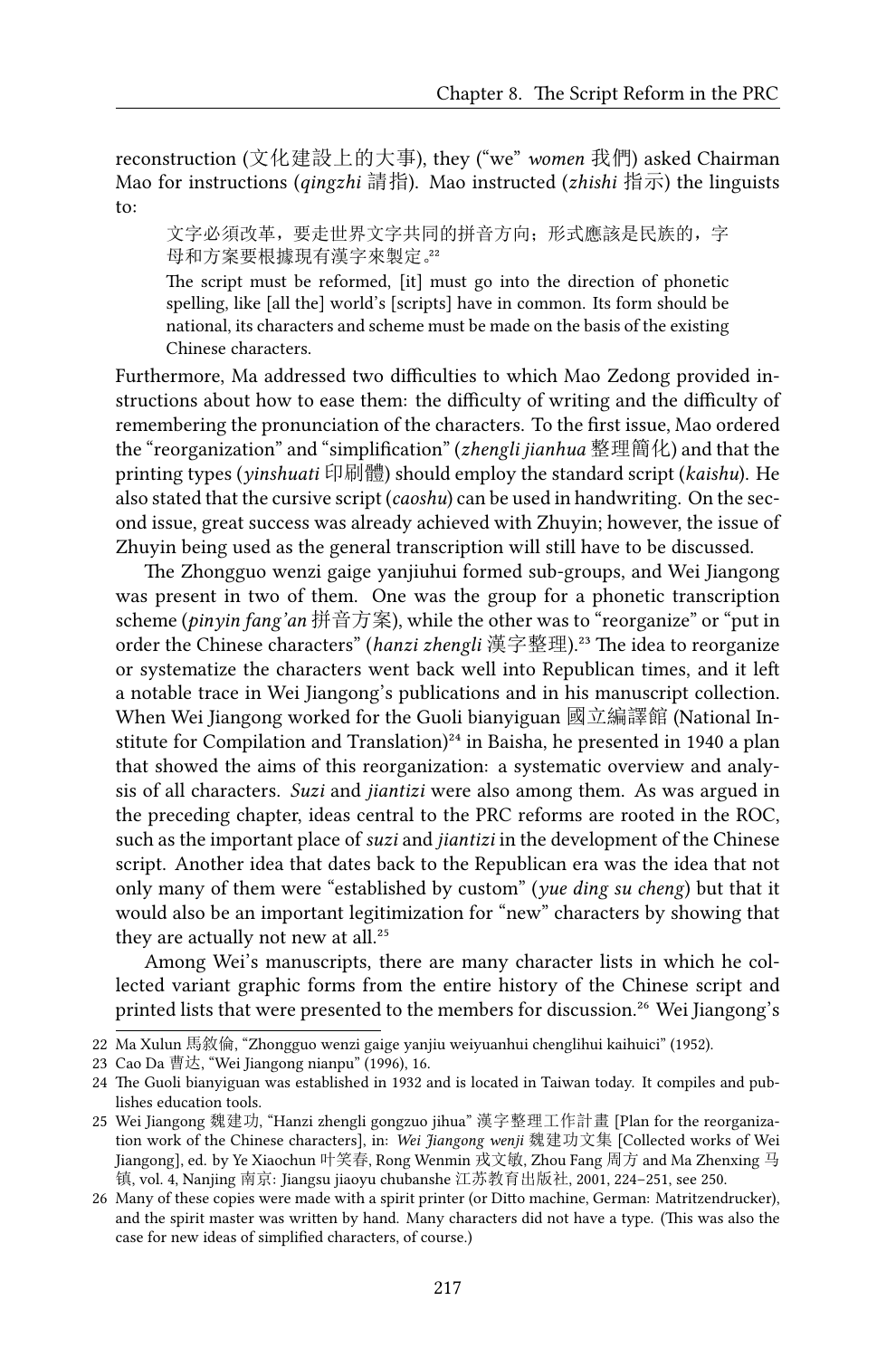reconstruction (文化建設上的大事), they ("we" *women* 我們) asked Chairman Mao for instructions (*qingzhi* 請指). Mao instructed (*zhishi* 指示) the linguists to:

> 文字必須改革，要走世界文字共同的拼音方向；形式應該是民族的，字母和方案要根據現有漢字來製定。[22]
>
> The script must be reformed, [it] must go into the direction of phonetic spelling, like [all the] world's [scripts] have in common. Its form should be national, its characters and scheme must be made on the basis of the existing Chinese characters.

Furthermore, Ma addressed two difficulties to which Mao Zedong provided instructions about how to ease them: the difficulty of writing and the difficulty of remembering the pronunciation of the characters. To the first issue, Mao ordered the "reorganization" and "simplification" (*zhengli jianhua* 整理簡化) and that the printing types (*yinshuati* 印刷體) should employ the standard script (*kaishu*). He also stated that the cursive script (*caoshu*) can be used in handwriting. On the second issue, great success was already achieved with Zhuyin; however, the issue of Zhuyin being used as the general transcription will still have to be discussed.

The Zhongguo wenzi gaige yanjiuhui formed sub-groups, and Wei Jiangong was present in two of them. One was the group for a phonetic transcription scheme (*pinyin fang'an* 拼音方案), while the other was to "reorganize" or "put in order the Chinese characters" (*hanzi zhengli* 漢字整理).[23] The idea to reorganize or systematize the characters went back well into Republican times, and it left a notable trace in Wei Jiangong's publications and in his manuscript collection. When Wei Jiangong worked for the Guoli bianyiguan 國立編譯館 (National Institute for Compilation and Translation)[24] in Baisha, he presented in 1940 a plan that showed the aims of this reorganization: a systematic overview and analysis of all characters. *Suzi* and *jiantizi* were also among them. As was argued in the preceding chapter, ideas central to the PRC reforms are rooted in the ROC, such as the important place of *suzi* and *jiantizi* in the development of the Chinese script. Another idea that dates back to the Republican era was the idea that not only many of them were "established by custom" (*yue ding su cheng*) but that it would also be an important legitimization for "new" characters by showing that they are actually not new at all.[25]

Among Wei's manuscripts, there are many character lists in which he collected variant graphic forms from the entire history of the Chinese script and printed lists that were presented to the members for discussion.[26] Wei Jiangong's

---

22 Ma Xulun 馬敘倫, "Zhongguo wenzi gaige yanjiu weiyuanhui chenglihui kaihuici" (1952).

23 Cao Da 曹达, "Wei Jiangong nianpu" (1996), 16.

24 The Guoli bianyiguan was established in 1932 and is located in Taiwan today. It compiles and publishes education tools.

25 Wei Jiangong 魏建功, "Hanzi zhengli gongzuo jihua" 漢字整理工作計畫 [Plan for the reorganization work of the Chinese characters], in: *Wei Jiangong wenji* 魏建功文集 [Collected works of Wei Jiangong], ed. by Ye Xiaochun 叶笑春, Rong Wenmin 戎文敏, Zhou Fang 周方 and Ma Zhenxing 马镇, vol. 4, Nanjing 南京: Jiangsu jiaoyu chubanshe 江苏教育出版社, 2001, 224–251, see 250.

26 Many of these copies were made with a spirit printer (or Ditto machine, German: Matritzendrucker), and the spirit master was written by hand. Many characters did not have a type. (This was also the case for new ideas of simplified characters, of course.)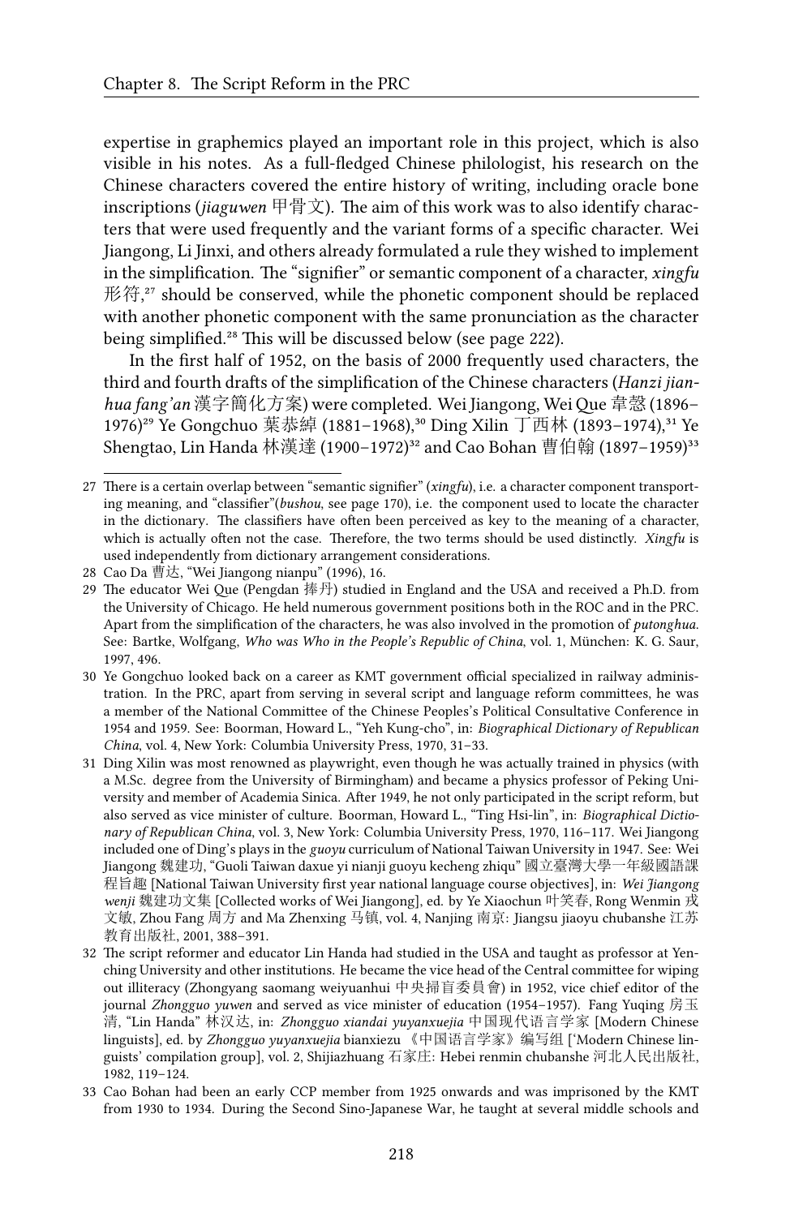expertise in graphemics played an important role in this project, which is also visible in his notes. As a full-fledged Chinese philologist, his research on the Chinese characters covered the entire history of writing, including oracle bone inscriptions (*jiaguwen* 甲骨文). The aim of this work was to also identify characters that were used frequently and the variant forms of a specific character. Wei Jiangong, Li Jinxi, and others already formulated a rule they wished to implement in the simplification. The "signifier" or semantic component of a character, *xingfu* 形符,[27] should be conserved, while the phonetic component should be replaced with another phonetic component with the same pronunciation as the character being simplified.[28] This will be discussed below (see page 222).

In the first half of 1952, on the basis of 2000 frequently used characters, the third and fourth drafts of the simplification of the Chinese characters (*Hanzi jianhua fang'an* 漢字簡化方案) were completed. Wei Jiangong, Wei Que 韋慤 (1896–1976)[29] Ye Gongchuo 葉恭綽 (1881–1968),[30] Ding Xilin 丁西林 (1893–1974),[31] Ye Shengtao, Lin Handa 林漢達 (1900–1972)[32] and Cao Bohan 曹伯翰 (1897–1959)[33]

---

27 There is a certain overlap between "semantic signifier" (*xingfu*), i.e. a character component transporting meaning, and "classifier"(*bushou*, see page 170), i.e. the component used to locate the character in the dictionary. The classifiers have often been perceived as key to the meaning of a character, which is actually often not the case. Therefore, the two terms should be used distinctly. *Xingfu* is used independently from dictionary arrangement considerations.

28 Cao Da 曹达, "Wei Jiangong nianpu" (1996), 16.

29 The educator Wei Que (Pengdan 捧丹) studied in England and the USA and received a Ph.D. from the University of Chicago. He held numerous government positions both in the ROC and in the PRC. Apart from the simplification of the characters, he was also involved in the promotion of *putonghua*. See: Bartke, Wolfgang, *Who was Who in the People's Republic of China*, vol. 1, München: K. G. Saur, 1997, 496.

30 Ye Gongchuo looked back on a career as KMT government official specialized in railway administration. In the PRC, apart from serving in several script and language reform committees, he was a member of the National Committee of the Chinese Peoples's Political Consultative Conference in 1954 and 1959. See: Boorman, Howard L., "Yeh Kung-cho", in: *Biographical Dictionary of Republican China*, vol. 4, New York: Columbia University Press, 1970, 31–33.

31 Ding Xilin was most renowned as playwright, even though he was actually trained in physics (with a M.Sc. degree from the University of Birmingham) and became a physics professor of Peking University and member of Academia Sinica. After 1949, he not only participated in the script reform, but also served as vice minister of culture. Boorman, Howard L., "Ting Hsi-lin", in: *Biographical Dictionary of Republican China*, vol. 3, New York: Columbia University Press, 1970, 116–117. Wei Jiangong included one of Ding's plays in the *guoyu* curriculum of National Taiwan University in 1947. See: Wei Jiangong 魏建功, "Guoli Taiwan daxue yi nianji guoyu kecheng zhiqu" 國立臺灣大學一年級國語課程旨趣 [National Taiwan University first year national language course objectives], in: *Wei Jiangong wenji* 魏建功文集 [Collected works of Wei Jiangong], ed. by Ye Xiaochun 叶笑春, Rong Wenmin 戎文敏, Zhou Fang 周方 and Ma Zhenxing 马镇, vol. 4, Nanjing 南京: Jiangsu jiaoyu chubanshe 江苏教育出版社, 2001, 388–391.

32 The script reformer and educator Lin Handa had studied in the USA and taught as professor at Yenching University and other institutions. He became the vice head of the Central committee for wiping out illiteracy (Zhongyang saomang weiyuanhui 中央掃盲委員會) in 1952, vice chief editor of the journal *Zhongguo yuwen* and served as vice minister of education (1954–1957). Fang Yuqing 房玉清, "Lin Handa" 林汉达, in: *Zhongguo xiandai yuyanxuejia* 中国现代语言学家 [Modern Chinese linguists], ed. by *Zhongguo yuyanxuejia* bianxiezu 《中国语言学家》编写组 ['Modern Chinese linguists' compilation group], vol. 2, Shijiazhuang 石家庄: Hebei renmin chubanshe 河北人民出版社, 1982, 119–124.

33 Cao Bohan had been an early CCP member from 1925 onwards and was imprisoned by the KMT from 1930 to 1934. During the Second Sino-Japanese War, he taught at several middle schools and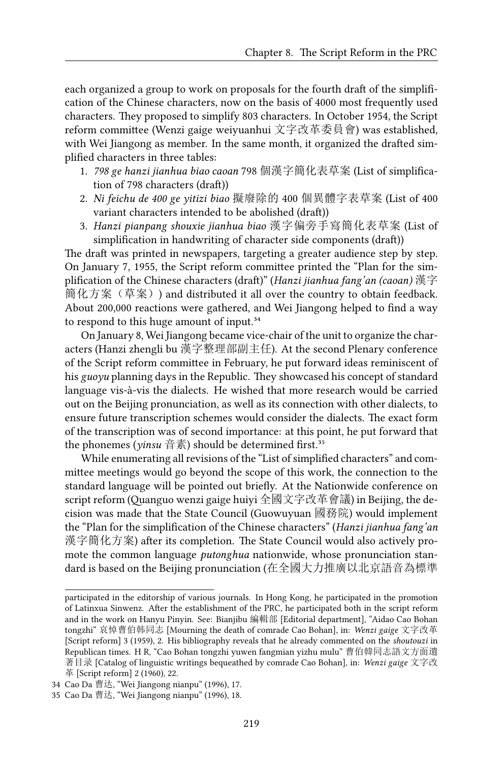each organized a group to work on proposals for the fourth draft of the simplification of the Chinese characters, now on the basis of 4000 most frequently used characters. They proposed to simplify 803 characters. In October 1954, the Script reform committee (Wenzi gaige weiyuanhui 文字改革委員會) was established, with Wei Jiangong as member. In the same month, it organized the drafted simplified characters in three tables:

1. *798 ge hanzi jianhua biao caoan* 798 個漢字簡化表草案 (List of simplification of 798 characters (draft))
2. *Ni feichu de 400 ge yitizi biao* 擬廢除的 400 個異體字表草案 (List of 400 variant characters intended to be abolished (draft))
3. *Hanzi pianpang shouxie jianhua biao* 漢字偏旁手寫簡化表草案 (List of simplification in handwriting of character side components (draft))

The draft was printed in newspapers, targeting a greater audience step by step. On January 7, 1955, the Script reform committee printed the "Plan for the simplification of the Chinese characters (draft)" (*Hanzi jianhua fang'an (caoan)* 漢字簡化方案（草案）) and distributed it all over the country to obtain feedback. About 200,000 reactions were gathered, and Wei Jiangong helped to find a way to respond to this huge amount of input.[34]

On January 8, Wei Jiangong became vice-chair of the unit to organize the characters (Hanzi zhengli bu 漢字整理部副主任). At the second Plenary conference of the Script reform committee in February, he put forward ideas reminiscent of his *guoyu* planning days in the Republic. They showcased his concept of standard language vis-à-vis the dialects. He wished that more research would be carried out on the Beijing pronunciation, as well as its connection with other dialects, to ensure future transcription schemes would consider the dialects. The exact form of the transcription was of second importance: at this point, he put forward that the phonemes (*yinsu* 音素) should be determined first.[35]

While enumerating all revisions of the "List of simplified characters" and committee meetings would go beyond the scope of this work, the connection to the standard language will be pointed out briefly. At the Nationwide conference on script reform (Quanguo wenzi gaige huiyi 全國文字改革會議) in Beijing, the decision was made that the State Council (Guowuyuan 國務院) would implement the "Plan for the simplification of the Chinese characters" (*Hanzi jianhua fang'an* 漢字簡化方案) after its completion. The State Council would also actively promote the common language *putonghua* nationwide, whose pronunciation standard is based on the Beijing pronunciation (在全國大力推廣以北京語音為標準

---

participated in the editorship of various journals. In Hong Kong, he participated in the promotion of Latinxua Sinwenz. After the establishment of the PRC, he participated both in the script reform and in the work on Hanyu Pinyin. See: Bianjibu 編輯部 [Editorial department], "Aidao Cao Bohan tongzhi" 哀悼曹伯韓同志 [Mourning the death of comrade Cao Bohan], in: *Wenzi gaige* 文字改革 [Script reform] 3 (1959), 2. His bibliography reveals that he already commented on the *shoutouzi* in Republican times. H R, "Cao Bohan tongzhi yuwen fangmian yizhu mulu" 曹伯韓同志語文方面遺著目录 [Catalog of linguistic writings bequeathed by comrade Cao Bohan], in: *Wenzi gaige* 文字改革 [Script reform] 2 (1960), 22.

34 Cao Da 曹达, "Wei Jiangong nianpu" (1996), 17.

35 Cao Da 曹达, "Wei Jiangong nianpu" (1996), 18.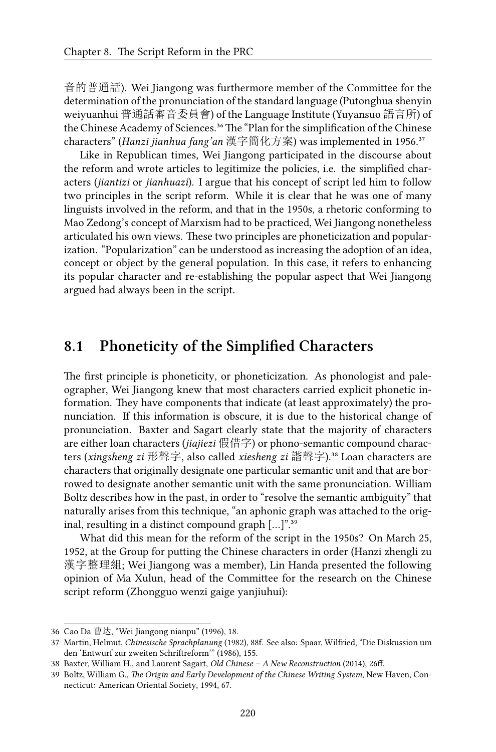音的普通話). Wei Jiangong was furthermore member of the Committee for the determination of the pronunciation of the standard language (Putonghua shenyin weiyuanhui 普通話審音委員會) of the Language Institute (Yuyansuo 語言所) of the Chinese Academy of Sciences.[36] The "Plan for the simplification of the Chinese characters" (*Hanzi jianhua fang'an* 漢字簡化方案) was implemented in 1956.[37]

Like in Republican times, Wei Jiangong participated in the discourse about the reform and wrote articles to legitimize the policies, i.e. the simplified characters (*jiantizi* or *jianhuazi*). I argue that his concept of script led him to follow two principles in the script reform. While it is clear that he was one of many linguists involved in the reform, and that in the 1950s, a rhetoric conforming to Mao Zedong's concept of Marxism had to be practiced, Wei Jiangong nonetheless articulated his own views. These two principles are phoneticization and popularization. "Popularization" can be understood as increasing the adoption of an idea, concept or object by the general population. In this case, it refers to enhancing its popular character and re-establishing the popular aspect that Wei Jiangong argued had always been in the script.

## 8.1 Phoneticity of the Simplified Characters

The first principle is phoneticity, or phoneticization. As phonologist and paleographer, Wei Jiangong knew that most characters carried explicit phonetic information. They have components that indicate (at least approximately) the pronunciation. If this information is obscure, it is due to the historical change of pronunciation. Baxter and Sagart clearly state that the majority of characters are either loan characters (*jiajiezi* 假借字) or phono-semantic compound characters (*xingsheng zi* 形聲字, also called *xiesheng zi* 諧聲字).[38] Loan characters are characters that originally designate one particular semantic unit and that are borrowed to designate another semantic unit with the same pronunciation. William Boltz describes how in the past, in order to "resolve the semantic ambiguity" that naturally arises from this technique, "an aphonic graph was attached to the original, resulting in a distinct compound graph [...]".[39]

What did this mean for the reform of the script in the 1950s? On March 25, 1952, at the Group for putting the Chinese characters in order (Hanzi zhengli zu 漢字整理組; Wei Jiangong was a member), Lin Handa presented the following opinion of Ma Xulun, head of the Committee for the research on the Chinese script reform (Zhongguo wenzi gaige yanjiuhui):

---

36 Cao Da 曹达, "Wei Jiangong nianpu" (1996), 18.

37 Martin, Helmut, *Chinesische Sprachplanung* (1982), 88f. See also: Spaar, Wilfried, "Die Diskussion um den 'Entwurf zur zweiten Schriftreform'" (1986), 155.

38 Baxter, William H., and Laurent Sagart, *Old Chinese – A New Reconstruction* (2014), 26ff.

39 Boltz, William G., *The Origin and Early Development of the Chinese Writing System*, New Haven, Connecticut: American Oriental Society, 1994, 67.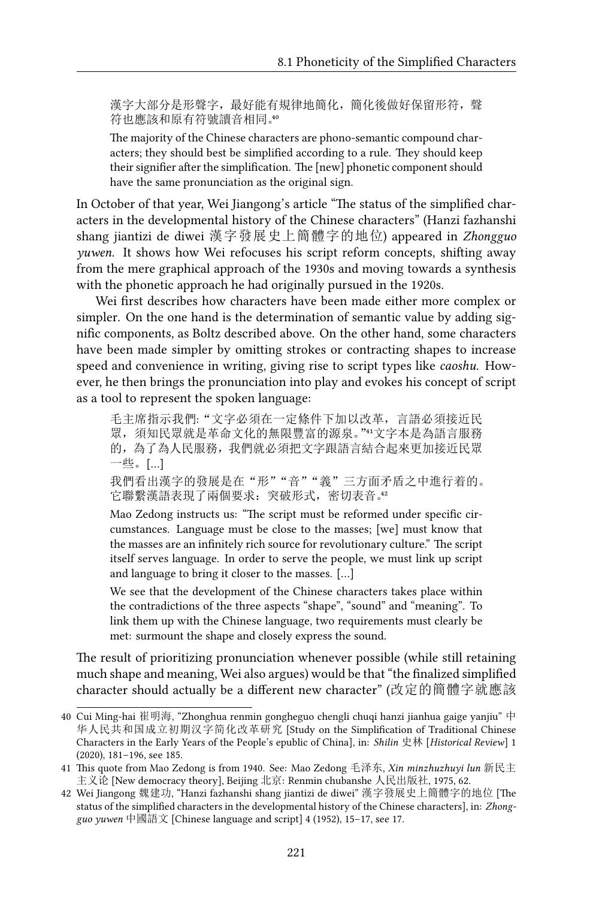> 漢字大部分是形聲字，最好能有規律地簡化，簡化後儆好保留形符，聲符也應該和原有符號讀音相同。[40]
>
> The majority of the Chinese characters are phono-semantic compound characters; they should best be simplified according to a rule. They should keep their signifier after the simplification. The [new] phonetic component should have the same pronunciation as the original sign.

In October of that year, Wei Jiangong's article "The status of the simplified characters in the developmental history of the Chinese characters" (Hanzi fazhanshi shang jiantizi de diwei 漢字發展史上簡體字的地位) appeared in *Zhongguo yuwen*. It shows how Wei refocuses his script reform concepts, shifting away from the mere graphical approach of the 1930s and moving towards a synthesis with the phonetic approach he had originally pursued in the 1920s.

Wei first describes how characters have been made either more complex or simpler. On the one hand is the determination of semantic value by adding significic components, as Boltz described above. On the other hand, some characters have been made simpler by omitting strokes or contracting shapes to increase speed and convenience in writing, giving rise to script types like *caoshu*. However, he then brings the pronunciation into play and evokes his concept of script as a tool to represent the spoken language:

> 毛主席指示我們: "文字必須在一定條件下加以改革，言語必須接近民眾，須知民眾就是革命文化的無限豐富的源泉。"[41]文字本是為語言服務的，為了為人民服務，我們就必須把文字跟語言結合起來更加接近民眾一些。[...]
>
> 我們看出漢字的發展是在"形""音""義"三方面矛盾之中進行着的。它聯繫漢語表現了兩個要求：突破形式，密切表音。[42]
>
> Mao Zedong instructs us: "The script must be reformed under specific circumstances. Language must be close to the masses; [we] must know that the masses are an infinitely rich source for revolutionary culture." The script itself serves language. In order to serve the people, we must link up script and language to bring it closer to the masses. [...]
>
> We see that the development of the Chinese characters takes place within the contradictions of the three aspects "shape", "sound" and "meaning". To link them up with the Chinese language, two requirements must clearly be met: surmount the shape and closely express the sound.

The result of prioritizing pronunciation whenever possible (while still retaining much shape and meaning, Wei also argues) would be that "the finalized simplified character should actually be a different new character" (改定的簡體字就應該

---

40 Cui Ming-hai 崔明海, "Zhonghua renmin gongheguo chengli chuqi hanzi jianhua gaige yanjiu" 中华人民共和国成立初期汉字简化改革研究 [Study on the Simplification of Traditional Chinese Characters in the Early Years of the People's epublic of China], in: *Shilin* 史林 [*Historical Review*] 1 (2020), 181–196, see 185.

41 This quote from Mao Zedong is from 1940. See: Mao Zedong 毛泽东, *Xin minzhuzhuyi lun* 新民主主义论 [New democracy theory], Beijing 北京: Renmin chubanshe 人民出版社, 1975, 62.

42 Wei Jiangong 魏建功, "Hanzi fazhanshi shang jiantizi de diwei" 漢字發展史上簡體字的地位 [The status of the simplified characters in the developmental history of the Chinese characters], in: *Zhongguo yuwen* 中國語文 [Chinese language and script] 4 (1952), 15–17, see 17.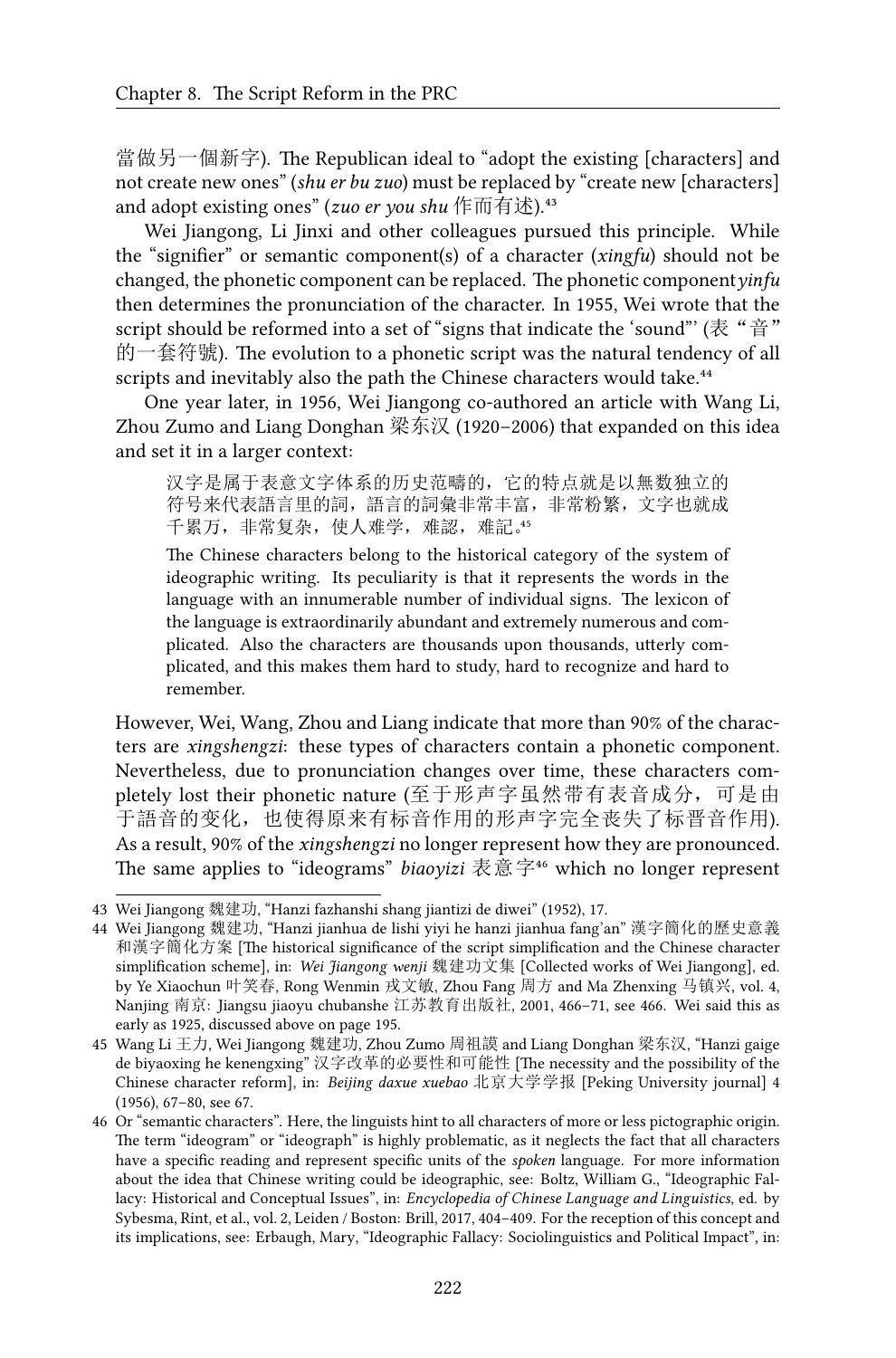當做另一個新字). The Republican ideal to "adopt the existing [characters] and not create new ones" (*shu er bu zuo*) must be replaced by "create new [characters] and adopt existing ones" (*zuo er you shu* 作而有述).[43]

Wei Jiangong, Li Jinxi and other colleagues pursued this principle. While the "signifier" or semantic component(s) of a character (*xingfu*) should not be changed, the phonetic component can be replaced. The phonetic component *yinfu* then determines the pronunciation of the character. In 1955, Wei wrote that the script should be reformed into a set of "signs that indicate the 'sound"' (表"音"的一套符號). The evolution to a phonetic script was the natural tendency of all scripts and inevitably also the path the Chinese characters would take.[44]

One year later, in 1956, Wei Jiangong co-authored an article with Wang Li, Zhou Zumo and Liang Donghan 梁东汉 (1920–2006) that expanded on this idea and set it in a larger context:

> 汉字是属于表意文字体系的历史范疇的，它的特点就是以無数独立的符号来代表語言里的詞，語言的詞彙非常丰富，非常粉繁，文字也就成千累万，非常复杂，使人难学，难認，难記。[45]
>
> The Chinese characters belong to the historical category of the system of ideographic writing. Its peculiarity is that it represents the words in the language with an innumerable number of individual signs. The lexicon of the language is extraordinarily abundant and extremely numerous and complicated. Also the characters are thousands upon thousands, utterly complicated, and this makes them hard to study, hard to recognize and hard to remember.

However, Wei, Wang, Zhou and Liang indicate that more than 90% of the characters are *xingshengzi*: these types of characters contain a phonetic component. Nevertheless, due to pronunciation changes over time, these characters completely lost their phonetic nature (至于形声字虽然带有表音成分，可是由于語音的变化，也使得原来有标音作用的形声字完全丧失了标晋音作用). As a result, 90% of the *xingshengzi* no longer represent how they are pronounced. The same applies to "ideograms" *biaoyizi* 表意字[46] which no longer represent

---

43 Wei Jiangong 魏建功, "Hanzi fazhanshi shang jiantizi de diwei" (1952), 17.

44 Wei Jiangong 魏建功, "Hanzi jianhua de lishi yiyi he hanzi jianhua fang'an" 漢字簡化的歷史意義和漢字簡化方案 [The historical significance of the script simplification and the Chinese character simplification scheme], in: *Wei Jiangong wenji* 魏建功文集 [Collected works of Wei Jiangong], ed. by Ye Xiaochun 叶笑春, Rong Wenmin 戎文敏, Zhou Fang 周方 and Ma Zhenxing 马镇兴, vol. 4, Nanjing 南京: Jiangsu jiaoyu chubanshe 江苏教育出版社, 2001, 466–71, see 466. Wei said this as early as 1925, discussed above on page 195.

45 Wang Li 王力, Wei Jiangong 魏建功, Zhou Zumo 周祖謨 and Liang Donghan 梁东汉, "Hanzi gaige de biyaoxing he kenengxing" 汉字改革的必要性和可能性 [The necessity and the possibility of the Chinese character reform], in: *Beijing daxue xuebao* 北京大学学报 [Peking University journal] 4 (1956), 67–80, see 67.

46 Or "semantic characters". Here, the linguists hint to all characters of more or less pictographic origin. The term "ideogram" or "ideograph" is highly problematic, as it neglects the fact that all characters have a specific reading and represent specific units of the *spoken* language. For more information about the idea that Chinese writing could be ideographic, see: Boltz, William G., "Ideographic Fallacy: Historical and Conceptual Issues", in: *Encyclopedia of Chinese Language and Linguistics*, ed. by Sybesma, Rint, et al., vol. 2, Leiden / Boston: Brill, 2017, 404–409. For the reception of this concept and its implications, see: Erbaugh, Mary, "Ideographic Fallacy: Sociolinguistics and Political Impact", in: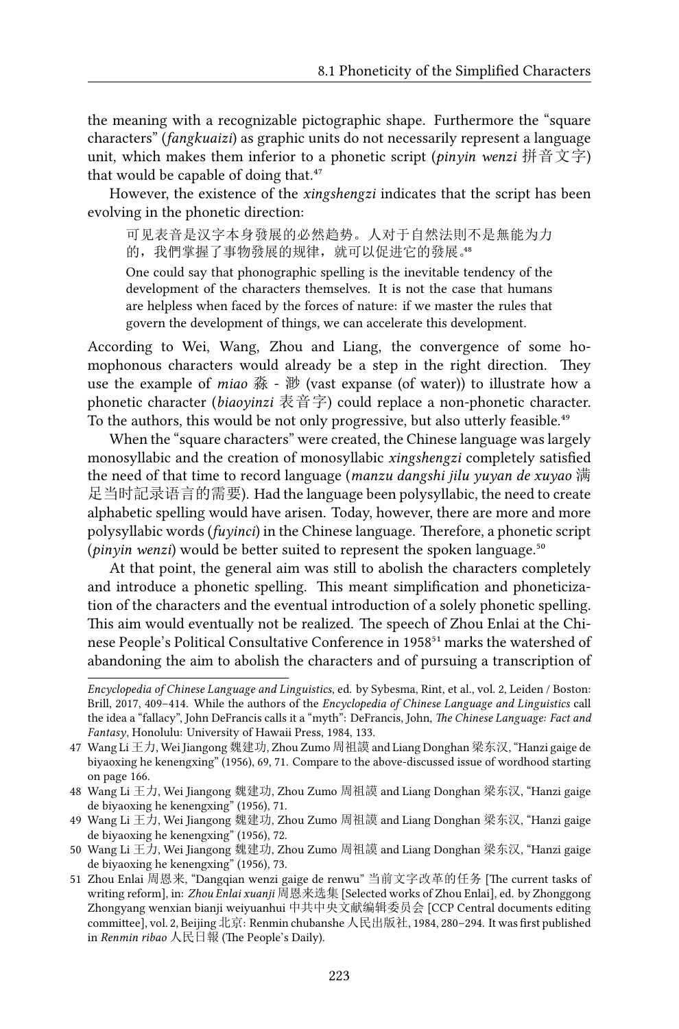the meaning with a recognizable pictographic shape. Furthermore the "square characters" (*fangkuaizi*) as graphic units do not necessarily represent a language unit, which makes them inferior to a phonetic script (*pinyin wenzi* 拼音文字) that would be capable of doing that.[47]

However, the existence of the *xingshengzi* indicates that the script has been evolving in the phonetic direction:

> 可见表音是汉字本身發展的必然趋势。人对于自然法則不是無能为力的，我們掌握了事物發展的规律，就可以促进它的發展。[48]
>
> One could say that phonographic spelling is the inevitable tendency of the development of the characters themselves. It is not the case that humans are helpless when faced by the forces of nature: if we master the rules that govern the development of things, we can accelerate this development.

According to Wei, Wang, Zhou and Liang, the convergence of some homophonous characters would already be a step in the right direction. They use the example of *miao* 淼 - 渺 (vast expanse (of water)) to illustrate how a phonetic character (*biaoyinzi* 表音字) could replace a non-phonetic character. To the authors, this would be not only progressive, but also utterly feasible.[49]

When the "square characters" were created, the Chinese language was largely monosyllabic and the creation of monosyllabic *xingshengzi* completely satisfied the need of that time to record language (*manzu dangshi jilu yuyan de xuyao* 满足当时記录语言的需要). Had the language been polysyllabic, the need to create alphabetic spelling would have arisen. Today, however, there are more and more polysyllabic words (*fuyinci*) in the Chinese language. Therefore, a phonetic script (*pinyin wenzi*) would be better suited to represent the spoken language.[50]

At that point, the general aim was still to abolish the characters completely and introduce a phonetic spelling. This meant simplification and phoneticization of the characters and the eventual introduction of a solely phonetic spelling. This aim would eventually not be realized. The speech of Zhou Enlai at the Chinese People's Political Consultative Conference in 1958[51] marks the watershed of abandoning the aim to abolish the characters and of pursuing a transcription of

---

*Encyclopedia of Chinese Language and Linguistics*, ed. by Sybesma, Rint, et al., vol. 2, Leiden / Boston: Brill, 2017, 409–414. While the authors of the *Encyclopedia of Chinese Language and Linguistics* call the idea a "fallacy", John DeFrancis calls it a "myth": DeFrancis, John, *The Chinese Language: Fact and Fantasy*, Honolulu: University of Hawaii Press, 1984, 133.

47 Wang Li 王力, Wei Jiangong 魏建功, Zhou Zumo 周祖謨 and Liang Donghan 梁东汉, "Hanzi gaige de biyaoxing he kenengxing" (1956), 69, 71. Compare to the above-discussed issue of wordhood starting on page 166.

48 Wang Li 王力, Wei Jiangong 魏建功, Zhou Zumo 周祖謨 and Liang Donghan 梁东汉, "Hanzi gaige de biyaoxing he kenengxing" (1956), 71.

49 Wang Li 王力, Wei Jiangong 魏建功, Zhou Zumo 周祖謨 and Liang Donghan 梁东汉, "Hanzi gaige de biyaoxing he kenengxing" (1956), 72.

50 Wang Li 王力, Wei Jiangong 魏建功, Zhou Zumo 周祖謨 and Liang Donghan 梁东汉, "Hanzi gaige de biyaoxing he kenengxing" (1956), 73.

51 Zhou Enlai 周恩来, "Dangqian wenzi gaige de renwu" 当前文字改革的任务 [The current tasks of writing reform], in: *Zhou Enlai xuanji* 周恩来选集 [Selected works of Zhou Enlai], ed. by Zhonggong Zhongyang wenxian bianji weiyuanhui 中共中央文献编辑委员会 [CCP Central documents editing committee], vol. 2, Beijing 北京: Renmin chubanshe 人民出版社, 1984, 280–294. It was first published in *Renmin ribao* 人民日報 (The People's Daily).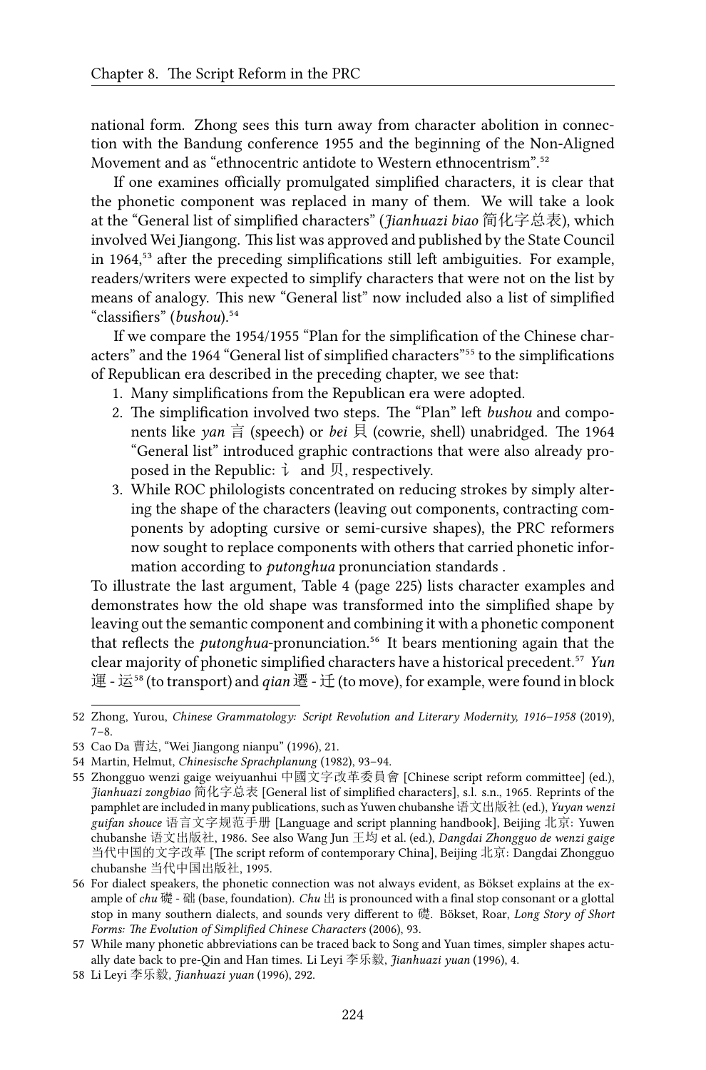national form. Zhong sees this turn away from character abolition in connection with the Bandung conference 1955 and the beginning of the Non-Aligned Movement and as "ethnocentric antidote to Western ethnocentrism".[52]

If one examines officially promulgated simplified characters, it is clear that the phonetic component was replaced in many of them. We will take a look at the "General list of simplified characters" (*Jianhuazi biao* 简化字总表), which involved Wei Jiangong. This list was approved and published by the State Council in 1964,[53] after the preceding simplifications still left ambiguities. For example, readers/writers were expected to simplify characters that were not on the list by means of analogy. This new "General list" now included also a list of simplified "classifiers" (*bushou*).[54]

If we compare the 1954/1955 "Plan for the simplification of the Chinese characters" and the 1964 "General list of simplified characters"[55] to the simplifications of Republican era described in the preceding chapter, we see that:

1. Many simplifications from the Republican era were adopted.
2. The simplification involved two steps. The "Plan" left *bushou* and components like *yan* 言 (speech) or *bei* 貝 (cowrie, shell) unabridged. The 1964 "General list" introduced graphic contractions that were also already proposed in the Republic: 讠 and 贝, respectively.
3. While ROC philologists concentrated on reducing strokes by simply altering the shape of the characters (leaving out components, contracting components by adopting cursive or semi-cursive shapes), the PRC reformers now sought to replace components with others that carried phonetic information according to *putonghua* pronunciation standards .

To illustrate the last argument, Table 4 (page 225) lists character examples and demonstrates how the old shape was transformed into the simplified shape by leaving out the semantic component and combining it with a phonetic component that reflects the *putonghua*-pronunciation.[56] It bears mentioning again that the clear majority of phonetic simplified characters have a historical precedent.[57] *Yun* 運 - 运[58] (to transport) and *qian* 遷 - 迁 (to move), for example, were found in block

---

52 Zhong, Yurou, *Chinese Grammatology: Script Revolution and Literary Modernity, 1916–1958* (2019), 7–8.

53 Cao Da 曹达, "Wei Jiangong nianpu" (1996), 21.

54 Martin, Helmut, *Chinesische Sprachplanung* (1982), 93–94.

55 Zhongguo wenzi gaige weiyuanhui 中國文字改革委員會 [Chinese script reform committee] (ed.), *Jianhuazi zongbiao* 简化字总表 [General list of simplified characters], s.l. s.n., 1965. Reprints of the pamphlet are included in many publications, such as Yuwen chubanshe 语文出版社 (ed.), *Yuyan wenzi guifan shouce* 语言文字规范手册 [Language and script planning handbook], Beijing 北京: Yuwen chubanshe 语文出版社, 1986. See also Wang Jun 王均 et al. (ed.), *Dangdai Zhongguo de wenzi gaige* 当代中国的文字改革 [The script reform of contemporary China], Beijing 北京: Dangdai Zhongguo chubanshe 当代中国出版社, 1995.

56 For dialect speakers, the phonetic connection was not always evident, as Bökset explains at the example of *chu* 礎 - 础 (base, foundation). *Chu* 出 is pronounced with a final stop consonant or a glottal stop in many southern dialects, and sounds very different to 礎. Bökset, Roar, *Long Story of Short Forms: The Evolution of Simplified Chinese Characters* (2006), 93.

57 While many phonetic abbreviations can be traced back to Song and Yuan times, simpler shapes actually date back to pre-Qin and Han times. Li Leyi 李乐毅, *Jianhuazi yuan* (1996), 4.

58 Li Leyi 李乐毅, *Jianhuazi yuan* (1996), 292.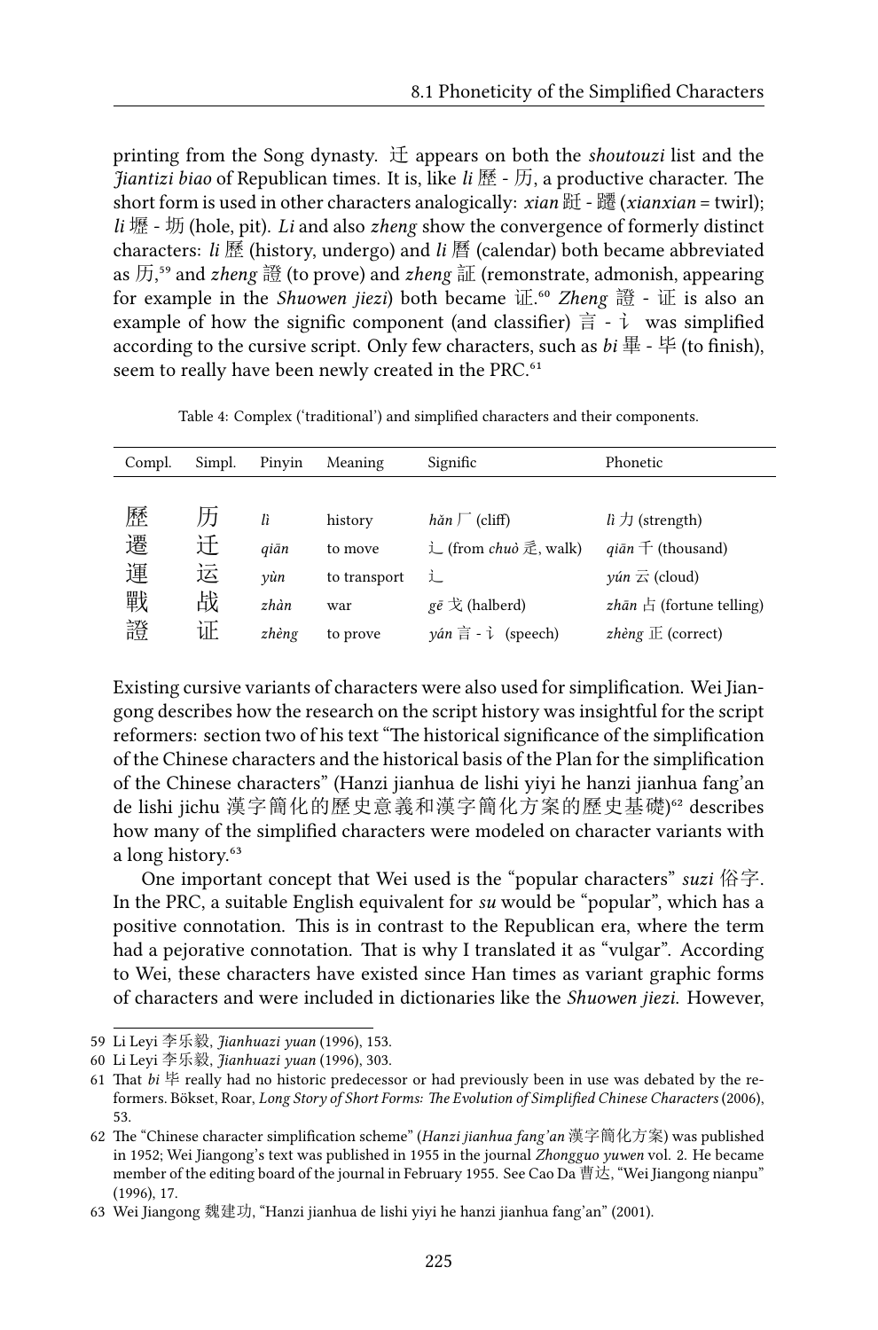printing from the Song dynasty. 迁 appears on both the *shoutouzi* list and the *Jiantizi biao* of Republican times. It is, like *li* 歷 - 历, a productive character. The short form is used in other characters analogically: *xian* 蹮 - 躚 (*xianxian* = twirl); *li* 壢 - 坜 (hole, pit). *Li* and also *zheng* show the convergence of formerly distinct characters: *li* 歷 (history, undergo) and *li* 曆 (calendar) both became abbreviated as 历,[59] and *zheng* 證 (to prove) and *zheng* 証 (remonstrate, admonish, appearing for example in the *Shuowen jiezi*) both became 证.[60] *Zheng* 證 - 证 is also an example of how the signific component (and classifier) 言 - 讠 was simplified according to the cursive script. Only few characters, such as *bi* 畢 - 毕 (to finish), seem to really have been newly created in the PRC.[61]

Table 4: Complex ('traditional') and simplified characters and their components.

| Compl. | Simpl. | Pinyin | Meaning | Signific | Phonetic |
|---|---|---|---|---|---|
| 歷 | 历 | *lì* | history | *hǎn* 厂 (cliff) | *lì* 力 (strength) |
| 遷 | 迁 | *qiān* | to move | 辶 (from *chuò* 辵, walk) | *qiān* 千 (thousand) |
| 運 | 运 | *yùn* | to transport | 辶 | *yún* 云 (cloud) |
| 戰 | 战 | *zhàn* | war | *gē* 戈 (halberd) | *zhān* 占 (fortune telling) |
| 證 | 证 | *zhèng* | to prove | *yán* 言 - 讠 (speech) | *zhèng* 正 (correct) |

Existing cursive variants of characters were also used for simplification. Wei Jiangong describes how the research on the script history was insightful for the script reformers: section two of his text "The historical significance of the simplification of the Chinese characters and the historical basis of the Plan for the simplification of the Chinese characters" (Hanzi jianhua de lishi yiyi he hanzi jianhua fang'an de lishi jichu 漢字簡化的歷史意義和漢字簡化方案的歷史基礎)[62] describes how many of the simplified characters were modeled on character variants with a long history.[63]

One important concept that Wei used is the "popular characters" *suzi* 俗字. In the PRC, a suitable English equivalent for *su* would be "popular", which has a positive connotation. This is in contrast to the Republican era, where the term had a pejorative connotation. That is why I translated it as "vulgar". According to Wei, these characters have existed since Han times as variant graphic forms of characters and were included in dictionaries like the *Shuowen jiezi*. However,

---

59 Li Leyi 李乐毅, *Jianhuazi yuan* (1996), 153.

60 Li Leyi 李乐毅, *Jianhuazi yuan* (1996), 303.

61 That *bi* 毕 really had no historic predecessor or had previously been in use was debated by the reformers. Bökset, Roar, *Long Story of Short Forms: The Evolution of Simplified Chinese Characters* (2006), 53.

62 The "Chinese character simplification scheme" (*Hanzi jianhua fang'an* 漢字簡化方案) was published in 1952; Wei Jiangong's text was published in 1955 in the journal *Zhongguo yuwen* vol. 2. He became member of the editing board of the journal in February 1955. See Cao Da 曹达, "Wei Jiangong nianpu" (1996), 17.

63 Wei Jiangong 魏建功, "Hanzi jianhua de lishi yiyi he hanzi jianhua fang'an" (2001).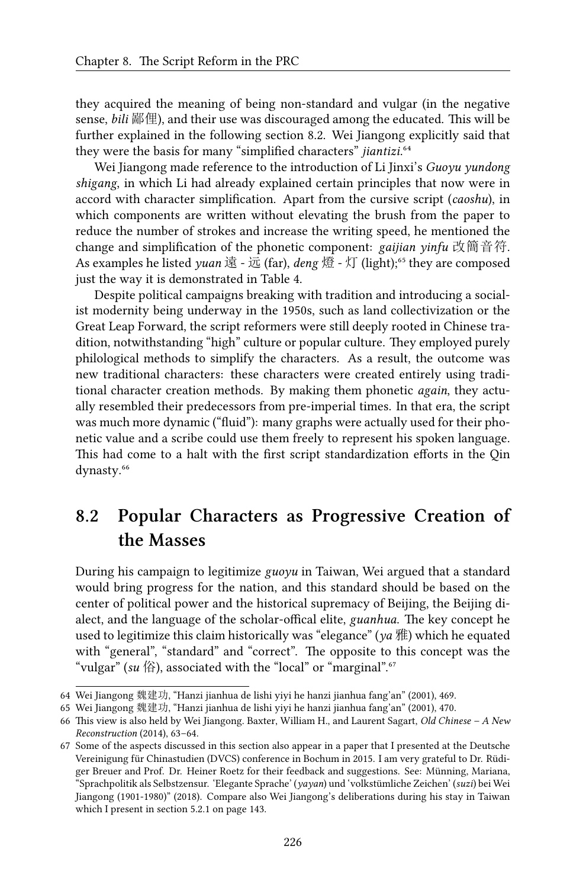they acquired the meaning of being non-standard and vulgar (in the negative sense, *bili* 鄙俚), and their use was discouraged among the educated. This will be further explained in the following section 8.2. Wei Jiangong explicitly said that they were the basis for many "simplified characters" *jiantizi*.[64]

Wei Jiangong made reference to the introduction of Li Jinxi's *Guoyu yundong shigang*, in which Li had already explained certain principles that now were in accord with character simplification. Apart from the cursive script (*caoshu*), in which components are written without elevating the brush from the paper to reduce the number of strokes and increase the writing speed, he mentioned the change and simplification of the phonetic component: *gaijian yinfu* 改簡音符. As examples he listed *yuan* 遠 - 远 (far), *deng* 燈 - 灯 (light);[65] they are composed just the way it is demonstrated in Table 4.

Despite political campaigns breaking with tradition and introducing a socialist modernity being underway in the 1950s, such as land collectivization or the Great Leap Forward, the script reformers were still deeply rooted in Chinese tradition, notwithstanding "high" culture or popular culture. They employed purely philological methods to simplify the characters. As a result, the outcome was new traditional characters: these characters were created entirely using traditional character creation methods. By making them phonetic *again*, they actually resembled their predecessors from pre-imperial times. In that era, the script was much more dynamic ("fluid"): many graphs were actually used for their phonetic value and a scribe could use them freely to represent his spoken language. This had come to a halt with the first script standardization efforts in the Qin dynasty.[66]

## 8.2 Popular Characters as Progressive Creation of the Masses

During his campaign to legitimize *guoyu* in Taiwan, Wei argued that a standard would bring progress for the nation, and this standard should be based on the center of political power and the historical supremacy of Beijing, the Beijing dialect, and the language of the scholar-offical elite, *guanhua*. The key concept he used to legitimize this claim historically was "elegance" (*ya* 雅) which he equated with "general", "standard" and "correct". The opposite to this concept was the "vulgar" (*su* 俗), associated with the "local" or "marginal".[67]

---

64 Wei Jiangong 魏建功, "Hanzi jianhua de lishi yiyi he hanzi jianhua fang'an" (2001), 469.

65 Wei Jiangong 魏建功, "Hanzi jianhua de lishi yiyi he hanzi jianhua fang'an" (2001), 470.

66 This view is also held by Wei Jiangong. Baxter, William H., and Laurent Sagart, *Old Chinese – A New Reconstruction* (2014), 63–64.

67 Some of the aspects discussed in this section also appear in a paper that I presented at the Deutsche Vereinigung für Chinastudien (DVCS) conference in Bochum in 2015. I am very grateful to Dr. Rüdiger Breuer and Prof. Dr. Heiner Roetz for their feedback and suggestions. See: Münning, Mariana, "Sprachpolitik als Selbstzensur. 'Elegante Sprache' (*yayan*) und 'volkstümliche Zeichen' (*suzi*) bei Wei Jiangong (1901-1980)" (2018). Compare also Wei Jiangong's deliberations during his stay in Taiwan which I present in section 5.2.1 on page 143.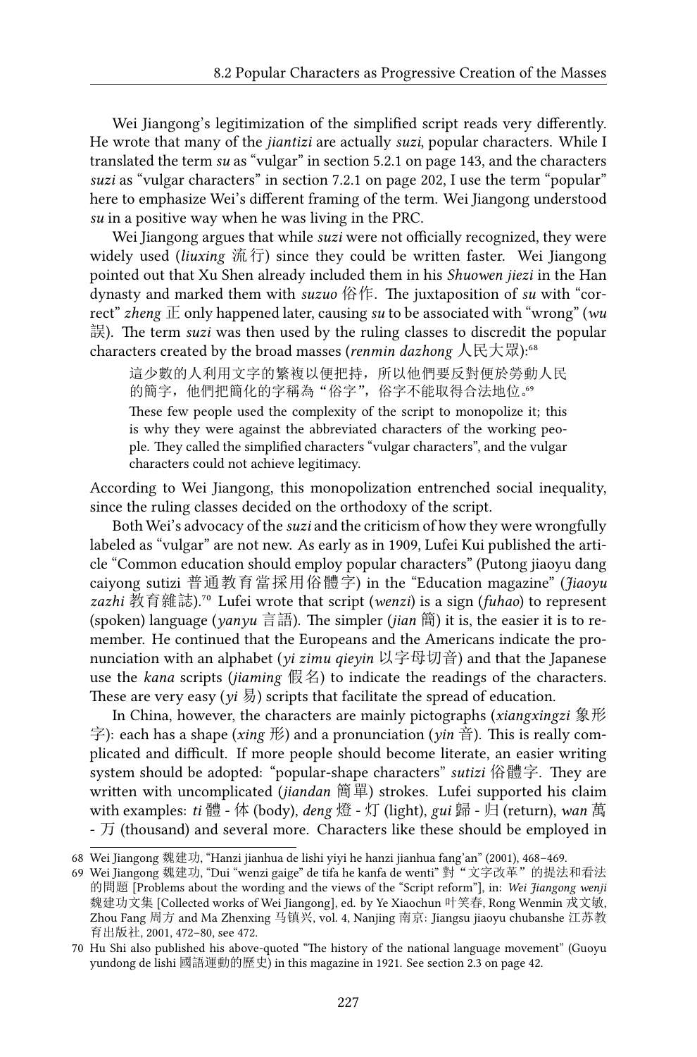Wei Jiangong's legitimization of the simplified script reads very differently. He wrote that many of the *jiantizi* are actually *suzi*, popular characters. While I translated the term *su* as "vulgar" in section 5.2.1 on page 143, and the characters *suzi* as "vulgar characters" in section 7.2.1 on page 202, I use the term "popular" here to emphasize Wei's different framing of the term. Wei Jiangong understood *su* in a positive way when he was living in the PRC.

Wei Jiangong argues that while *suzi* were not officially recognized, they were widely used (*liuxing* 流行) since they could be written faster. Wei Jiangong pointed out that Xu Shen already included them in his *Shuowen jiezi* in the Han dynasty and marked them with *suzuo* 俗作. The juxtaposition of *su* with "correct" *zheng* 正 only happened later, causing *su* to be associated with "wrong" (*wu* 誤). The term *suzi* was then used by the ruling classes to discredit the popular characters created by the broad masses (*renmin dazhong* 人民大眾):[68]

> 這少數的人利用文字的繁複以便把持，所以他們要反對便於勞動人民的簡字，他們把簡化的字稱為"俗字"，俗字不能取得合法地位。[69]
>
> These few people used the complexity of the script to monopolize it; this is why they were against the abbreviated characters of the working people. They called the simplified characters "vulgar characters", and the vulgar characters could not achieve legitimacy.

According to Wei Jiangong, this monopolization entrenched social inequality, since the ruling classes decided on the orthodoxy of the script.

Both Wei's advocacy of the *suzi* and the criticism of how they were wrongfully labeled as "vulgar" are not new. As early as in 1909, Lufei Kui published the article "Common education should employ popular characters" (Putong jiaoyu dang caiyong sutizi 普通教育當採用俗體字) in the "Education magazine" (*Jiaoyu zazhi* 教育雜誌).[70] Lufei wrote that script (*wenzi*) is a sign (*fuhao*) to represent (spoken) language (*yanyu* 言語). The simpler (*jian* 簡) it is, the easier it is to remember. He continued that the Europeans and the Americans indicate the pronunciation with an alphabet (*yi zimu qieyin* 以字母切音) and that the Japanese use the *kana* scripts (*jiaming* 假名) to indicate the readings of the characters. These are very easy (*yi* 易) scripts that facilitate the spread of education.

In China, however, the characters are mainly pictographs (*xiangxingzi* 象形字): each has a shape (*xing* 形) and a pronunciation (*yin* 音). This is really complicated and difficult. If more people should become literate, an easier writing system should be adopted: "popular-shape characters" *sutizi* 俗體字. They are written with uncomplicated (*jiandan* 簡單) strokes. Lufei supported his claim with examples: *ti* 體 - 体 (body), *deng* 燈 - 灯 (light), *gui* 歸 - 归 (return), *wan* 萬 - 万 (thousand) and several more. Characters like these should be employed in

---

68 Wei Jiangong 魏建功, "Hanzi jianhua de lishi yiyi he hanzi jianhua fang'an" (2001), 468–469.

69 Wei Jiangong 魏建功, "Dui "wenzi gaige" de tifa he kanfa de wenti" 對"文字改革"的提法和看法的問題 [Problems about the wording and the views of the "Script reform"], in: *Wei Jiangong wenji* 魏建功文集 [Collected works of Wei Jiangong], ed. by Ye Xiaochun 叶笑春, Rong Wenmin 戎文敏, Zhou Fang 周方 and Ma Zhenxing 马镇兴, vol. 4, Nanjing 南京: Jiangsu jiaoyu chubanshe 江苏教育出版社, 2001, 472–80, see 472.

70 Hu Shi also published his above-quoted "The history of the national language movement" (Guoyu yundong de lishi 國語運動的歷史) in this magazine in 1921. See section 2.3 on page 42.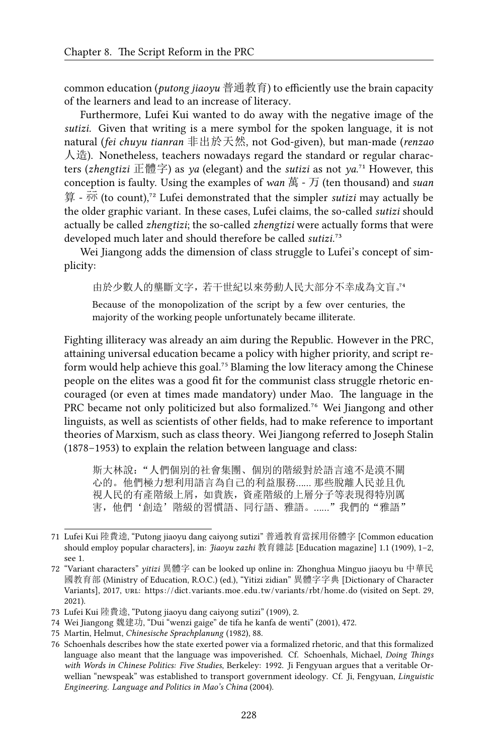common education (*putong jiaoyu* 普通教育) to efficiently use the brain capacity of the learners and lead to an increase of literacy.

Furthermore, Lufei Kui wanted to do away with the negative image of the *sutizi*. Given that writing is a mere symbol for the spoken language, it is not natural (*fei chuyu tianran* 非出於天然, not God-given), but man-made (*renzao* 人造). Nonetheless, teachers nowadays regard the standard or regular characters (*zhengtizi* 正體字) as *ya* (elegant) and the *sutizi* as not *ya*.[71] However, this conception is faulty. Using the examples of *wan* 萬 - 万 (ten thousand) and *suan* 算 - 祘 (to count),[72] Lufei demonstrated that the simpler *sutizi* may actually be the older graphic variant. In these cases, Lufei claims, the so-called *sutizi* should actually be called *zhengtizi*; the so-called *zhengtizi* were actually forms that were developed much later and should therefore be called *sutizi*.[73]

Wei Jiangong adds the dimension of class struggle to Lufei's concept of simplicity:

> 由於少數人的壟斷文字，若干世紀以來勞動人民大部分不幸成為文盲。[74]
>
> Because of the monopolization of the script by a few over centuries, the majority of the working people unfortunately became illiterate.

Fighting illiteracy was already an aim during the Republic. However in the PRC, attaining universal education became a policy with higher priority, and script reform would help achieve this goal.[75] Blaming the low literacy among the Chinese people on the elites was a good fit for the communist class struggle rhetoric encouraged (or even at times made mandatory) under Mao. The language in the PRC became not only politicized but also formalized.[76] Wei Jiangong and other linguists, as well as scientists of other fields, had to make reference to important theories of Marxism, such as class theory. Wei Jiangong referred to Joseph Stalin (1878–1953) to explain the relation between language and class:

> 斯大林說："人們個別的社會集團、個別的階級對於語言遠不是漠不關心的。他們極力想利用語言為自己的利益服務…… 那些脫離人民並且仇視人民的有產階級上屑，如貴族，資產階級的上層分子等表現得特別厲害，他們'創造'階級的習慣語、同行語、雅語。……"我們的"雅語"

---

71 Lufei Kui 陸費逵, "Putong jiaoyu dang caiyong sutizi" 普通教育當採用俗體字 [Common education should employ popular characters], in: *Jiaoyu zazhi* 教育雜誌 [Education magazine] 1.1 (1909), 1–2, see 1.

72 "Variant characters" *yitizi* 異體字 can be looked up online in: Zhonghua Minguo jiaoyu bu 中華民國教育部 (Ministry of Education, R.O.C.) (ed.), "Yitizi zidian" 異體字字典 [Dictionary of Character Variants], 2017, URL: https://dict.variants.moe.edu.tw/variants/rbt/home.do (visited on Sept. 29, 2021).

73 Lufei Kui 陸費逵, "Putong jiaoyu dang caiyong sutizi" (1909), 2.

74 Wei Jiangong 魏建功, "Dui "wenzi gaige" de tifa he kanfa de wenti" (2001), 472.

75 Martin, Helmut, *Chinesische Sprachplanung* (1982), 88.

76 Schoenhals describes how the state exerted power via a formalized rhetoric, and that this formalized language also meant that the language was impoverished. Cf. Schoenhals, Michael, *Doing Things with Words in Chinese Politics: Five Studies*, Berkeley: 1992. Ji Fengyuan argues that a veritable Orwellian "newspeak" was established to transport government ideology. Cf. Ji, Fengyuan, *Linguistic Engineering. Language and Politics in Mao's China* (2004).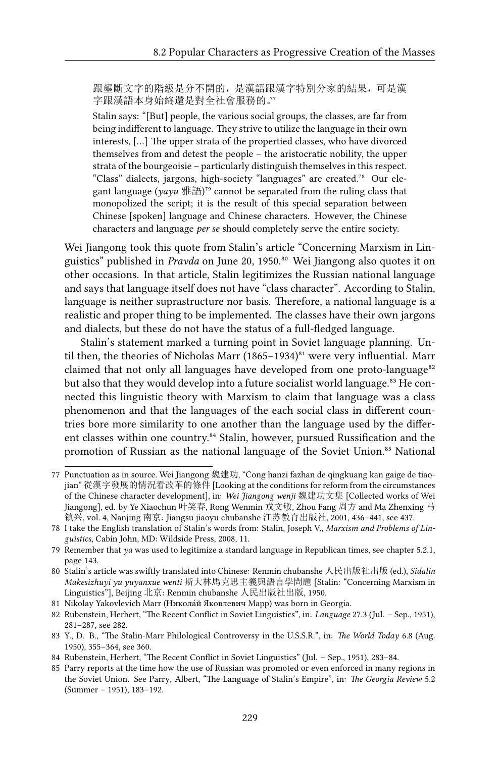> 跟壟斷文字的階級是分不開的，是漢語跟漢字特別分家的結果，可是漢字跟漢語本身始終還是對全社會服務的。[77]
>
> Stalin says: "[But] people, the various social groups, the classes, are far from being indifferent to language. They strive to utilize the language in their own interests, [...] The upper strata of the propertied classes, who have divorced themselves from and detest the people – the aristocratic nobility, the upper strata of the bourgeoisie – particularly distinguish themselves in this respect. "Class" dialects, jargons, high-society "languages" are created.[78] Our elegant language (*yayu* 雅語)[79] cannot be separated from the ruling class that monopolized the script; it is the result of this special separation between Chinese [spoken] language and Chinese characters. However, the Chinese characters and language *per se* should completely serve the entire society.

Wei Jiangong took this quote from Stalin's article "Concerning Marxism in Linguistics" published in *Pravda* on June 20, 1950.[80] Wei Jiangong also quotes it on other occasions. In that article, Stalin legitimizes the Russian national language and says that language itself does not have "class character". According to Stalin, language is neither suprastructure nor basis. Therefore, a national language is a realistic and proper thing to be implemented. The classes have their own jargons and dialects, but these do not have the status of a full-fledged language.

Stalin's statement marked a turning point in Soviet language planning. Until then, the theories of Nicholas Marr (1865–1934)[81] were very influential. Marr claimed that not only all languages have developed from one proto-language[82] but also that they would develop into a future socialist world language.[83] He connected this linguistic theory with Marxism to claim that language was a class phenomenon and that the languages of the each social class in different countries bore more similarity to one another than the language used by the different classes within one country.[84] Stalin, however, pursued Russification and the promotion of Russian as the national language of the Soviet Union.[85] National

---

77 Punctuation as in source. Wei Jiangong 魏建功, "Cong hanzi fazhan de qingkuang kan gaige de tiaojian" 從漢字發展的情況看改革的條件 [Looking at the conditions for reform from the circumstances of the Chinese character development], in: *Wei Jiangong wenji* 魏建功文集 [Collected works of Wei Jiangong], ed. by Ye Xiaochun 叶笑春, Rong Wenmin 戎文敏, Zhou Fang 周方 and Ma Zhenxing 马镇兴, vol. 4, Nanjing 南京: Jiangsu jiaoyu chubanshe 江苏教育出版社, 2001, 436–441, see 437.

78 I take the English translation of Stalin's work from: Stalin, Joseph V., *Marxism and Problems of Linguistics*, Cabin John, MD: Wildside Press, 2008, 11.

79 Remember that *ya* was used to legitimize a standard language in Republican times, see chapter 5.2.1, page 143.

80 Stalin's article was swiftly translated into Chinese: Renmin chubanshe 人民出版社出版 (ed.), *Sidalin Makesizhuyi yu yuyanxue wenti* 斯大林馬克思主義與語言學問題 [Stalin: "Concerning Marxism in Linguistics"], Beijing 北京: Renmin chubanshe 人民出版社出版, 1950.

81 Nikolay Yakovlevich Marr (Никола́й Яковлевич Марр) was born in Georgia.

82 Rubenstein, Herbert, "The Recent Conflict in Soviet Linguistics", in: *Language* 27.3 (Jul. – Sep., 1951), 281–287, see 282.

83 Y., D. B., "The Stalin-Marr Philological Controversy in the U.S.S.R.", in: *The World Today* 6.8 (Aug. 1950), 355–364, see 360.

84 Rubenstein, Herbert, "The Recent Conflict in Soviet Linguistics" (Jul. – Sep., 1951), 283–84.

85 Parry reports at the time how the use of Russian was promoted or even enforced in many regions in the Soviet Union. See Parry, Albert, "The Language of Stalin's Empire", in: *The Georgia Review* 5.2 (Summer – 1951), 183–192.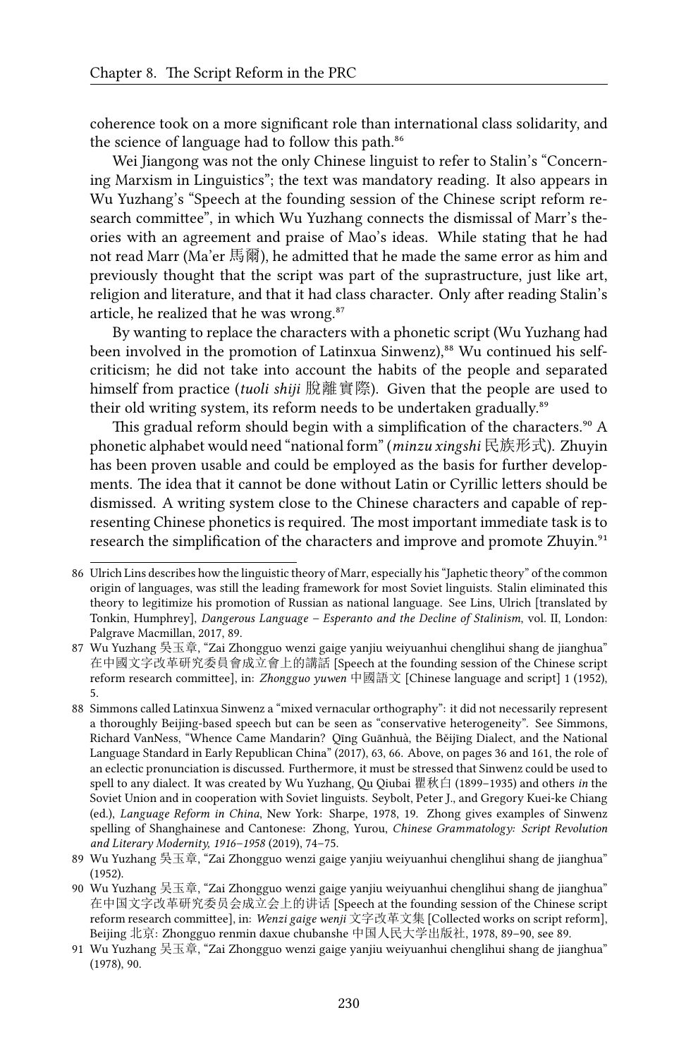coherence took on a more significant role than international class solidarity, and the science of language had to follow this path.[86]

Wei Jiangong was not the only Chinese linguist to refer to Stalin's "Concerning Marxism in Linguistics"; the text was mandatory reading. It also appears in Wu Yuzhang's "Speech at the founding session of the Chinese script reform research committee", in which Wu Yuzhang connects the dismissal of Marr's theories with an agreement and praise of Mao's ideas. While stating that he had not read Marr (Ma'er 馬爾), he admitted that he made the same error as him and previously thought that the script was part of the suprastructure, just like art, religion and literature, and that it had class character. Only after reading Stalin's article, he realized that he was wrong.[87]

By wanting to replace the characters with a phonetic script (Wu Yuzhang had been involved in the promotion of Latinxua Sinwenz),[88] Wu continued his self-criticism; he did not take into account the habits of the people and separated himself from practice (*tuoli shiji* 脫離實際). Given that the people are used to their old writing system, its reform needs to be undertaken gradually.[89]

This gradual reform should begin with a simplification of the characters.[90] A phonetic alphabet would need "national form" (*minzu xingshi* 民族形式). Zhuyin has been proven usable and could be employed as the basis for further developments. The idea that it cannot be done without Latin or Cyrillic letters should be dismissed. A writing system close to the Chinese characters and capable of representing Chinese phonetics is required. The most important immediate task is to research the simplification of the characters and improve and promote Zhuyin.[91]

---

86 Ulrich Lins describes how the linguistic theory of Marr, especially his "Japhetic theory" of the common origin of languages, was still the leading framework for most Soviet linguists. Stalin eliminated this theory to legitimize his promotion of Russian as national language. See Lins, Ulrich [translated by Tonkin, Humphrey], *Dangerous Language – Esperanto and the Decline of Stalinism*, vol. II, London: Palgrave Macmillan, 2017, 89.

87 Wu Yuzhang 吳玉章, "Zai Zhongguo wenzi gaige yanjiu weiyuanhui chenglihui shang de jianghua" 在中國文字改革研究委員會成立會上的講話 [Speech at the founding session of the Chinese script reform research committee], in: *Zhongguo yuwen* 中國語文 [Chinese language and script] 1 (1952), 5.

88 Simmons called Latinxua Sinwenz a "mixed vernacular orthography": it did not necessarily represent a thoroughly Beijing-based speech but can be seen as "conservative heterogeneity". See Simmons, Richard VanNess, "Whence Came Mandarin? Qīng Guānhuà, the Běijīng Dialect, and the National Language Standard in Early Republican China" (2017), 63, 66. Above, on pages 36 and 161, the role of an eclectic pronunciation is discussed. Furthermore, it must be stressed that Sinwenz could be used to spell to any dialect. It was created by Wu Yuzhang, Qu Qiubai 瞿秋白 (1899–1935) and others *in* the Soviet Union and in cooperation with Soviet linguists. Seybolt, Peter J., and Gregory Kuei-ke Chiang (ed.), *Language Reform in China*, New York: Sharpe, 1978, 19. Zhong gives examples of Sinwenz spelling of Shanghainese and Cantonese: Zhong, Yurou, *Chinese Grammatology: Script Revolution and Literary Modernity, 1916–1958* (2019), 74–75.

89 Wu Yuzhang 吳玉章, "Zai Zhongguo wenzi gaige yanjiu weiyuanhui chenglihui shang de jianghua" (1952).

90 Wu Yuzhang 吴玉章, "Zai Zhongguo wenzi gaige yanjiu weiyuanhui chenglihui shang de jianghua" 在中国文字改革研究委员会成立会上的讲话 [Speech at the founding session of the Chinese script reform research committee], in: *Wenzi gaige wenji* 文字改革文集 [Collected works on script reform], Beijing 北京: Zhongguo renmin daxue chubanshe 中国人民大学出版社, 1978, 89–90, see 89.

91 Wu Yuzhang 吴玉章, "Zai Zhongguo wenzi gaige yanjiu weiyuanhui chenglihui shang de jianghua" (1978), 90.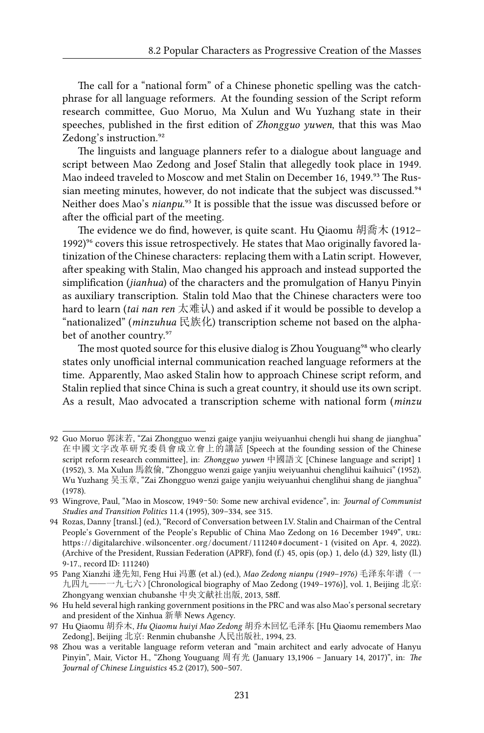The call for a "national form" of a Chinese phonetic spelling was the catchphrase for all language reformers. At the founding session of the Script reform research committee, Guo Moruo, Ma Xulun and Wu Yuzhang state in their speeches, published in the first edition of *Zhongguo yuwen*, that this was Mao Zedong's instruction.[92]

The linguists and language planners refer to a dialogue about language and script between Mao Zedong and Josef Stalin that allegedly took place in 1949. Mao indeed traveled to Moscow and met Stalin on December 16, 1949.[93] The Russian meeting minutes, however, do not indicate that the subject was discussed.[94] Neither does Mao's *nianpu*.[95] It is possible that the issue was discussed before or after the official part of the meeting.

The evidence we do find, however, is quite scant. Hu Qiaomu 胡喬木 (1912–1992)[96] covers this issue retrospectively. He states that Mao originally favored latinization of the Chinese characters: replacing them with a Latin script. However, after speaking with Stalin, Mao changed his approach and instead supported the simplification (*jianhua*) of the characters and the promulgation of Hanyu Pinyin as auxiliary transcription. Stalin told Mao that the Chinese characters were too hard to learn (*tai nan ren* 太难认) and asked if it would be possible to develop a "nationalized" (*minzuhua* 民族化) transcription scheme not based on the alphabet of another country.[97]

The most quoted source for this elusive dialog is Zhou Youguang[98] who clearly states only unofficial internal communication reached language reformers at the time. Apparently, Mao asked Stalin how to approach Chinese script reform, and Stalin replied that since China is such a great country, it should use its own script. As a result, Mao advocated a transcription scheme with national form (*minzu*

---

92 Guo Moruo 郭沫若, "Zai Zhongguo wenzi gaige yanjiu weiyuanhui chengli hui shang de jianghua" 在中國文字改革研究委員會成立會上的講話 [Speech at the founding session of the Chinese script reform research committee], in: *Zhongguo yuwen* 中國語文 [Chinese language and script] 1 (1952), 3. Ma Xulun 馬敘倫, "Zhongguo wenzi gaige yanjiu weiyuanhui chenglihui kaihuici" (1952). Wu Yuzhang 吳玉章, "Zai Zhongguo wenzi gaige yanjiu weiyuanhui chenglihui shang de jianghua" (1978).

93 Wingrove, Paul, "Mao in Moscow, 1949–50: Some new archival evidence", in: *Journal of Communist Studies and Transition Politics* 11.4 (1995), 309–334, see 315.

94 Rozas, Danny [transl.] (ed.), "Record of Conversation between I.V. Stalin and Chairman of the Central People's Government of the People's Republic of China Mao Zedong on 16 December 1949", URL: https://digitalarchive.wilsoncenter.org/document/111240#document-1 (visited on Apr. 4, 2022). (Archive of the President, Russian Federation (APRF), fond (f.) 45, opis (op.) 1, delo (d.) 329, listy (ll.) 9-17., record ID: 111240)

95 Pang Xianzhi 逄先知, Feng Hui 冯蕙 (et al.) (ed.), *Mao Zedong nianpu (1949–1976)* 毛泽东年谱（一九四九——一九七六）[Chronological biography of Mao Zedong (1949–1976)], vol. 1, Beijing 北京: Zhongyang wenxian chubanshe 中央文献社出版, 2013, 58ff.

96 Hu held several high ranking government positions in the PRC and was also Mao's personal secretary and president of the Xinhua 新華 News Agency.

97 Hu Qiaomu 胡乔木, *Hu Qiaomu huiyi Mao Zedong* 胡乔木回忆毛泽东 [Hu Qiaomu remembers Mao Zedong], Beijing 北京: Renmin chubanshe 人民出版社, 1994, 23.

98 Zhou was a veritable language reform veteran and "main architect and early advocate of Hanyu Pinyin", Mair, Victor H., "Zhong Youguang 周有光 (January 13,1906 – January 14, 2017)", in: *The Journal of Chinese Linguistics* 45.2 (2017), 500–507.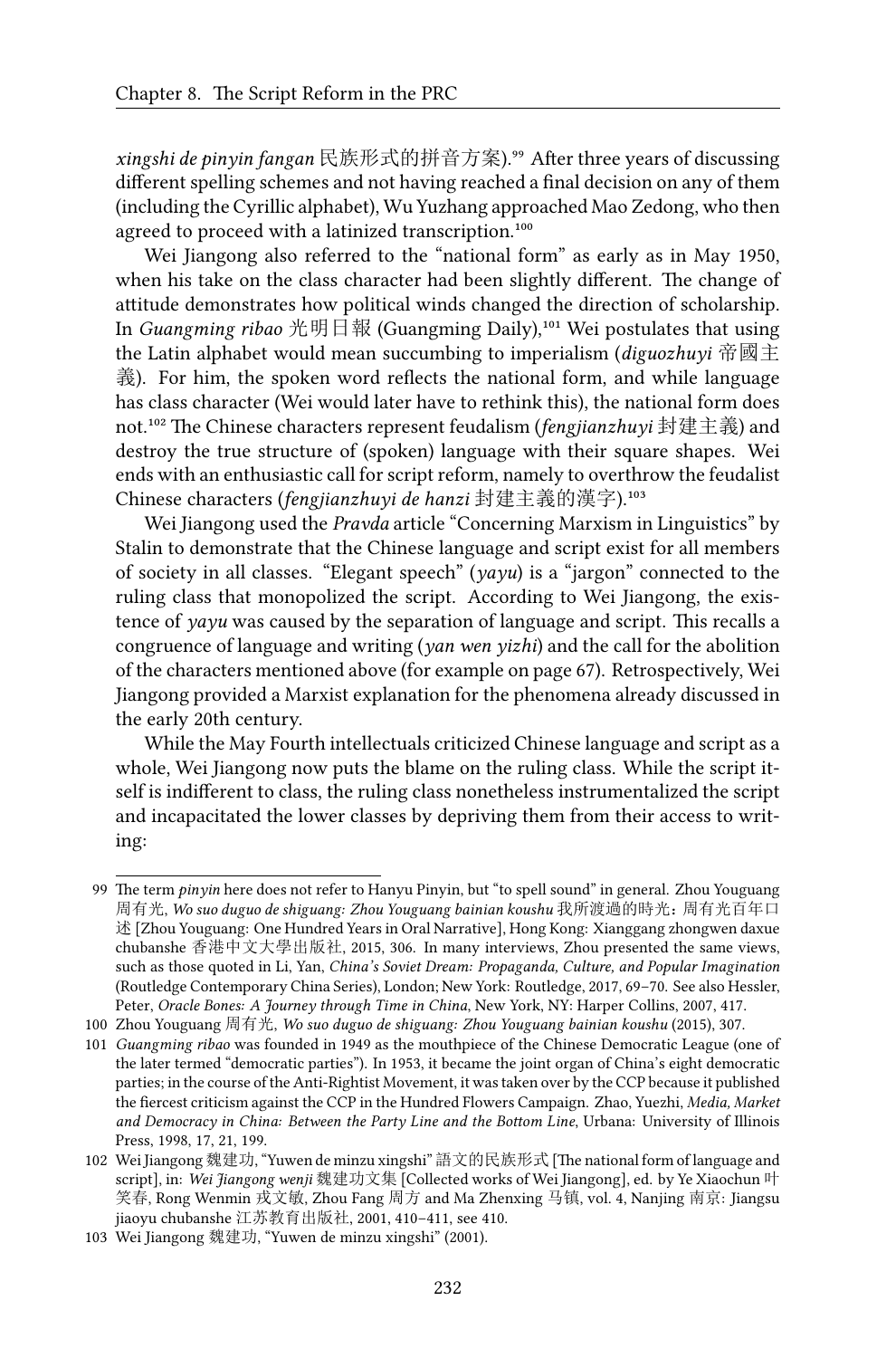*xingshi de pinyin fangan* 民族形式的拼音方案).[99] After three years of discussing different spelling schemes and not having reached a final decision on any of them (including the Cyrillic alphabet), Wu Yuzhang approached Mao Zedong, who then agreed to proceed with a latinized transcription.[100]

Wei Jiangong also referred to the "national form" as early as in May 1950, when his take on the class character had been slightly different. The change of attitude demonstrates how political winds changed the direction of scholarship. In *Guangming ribao* 光明日報 (Guangming Daily),[101] Wei postulates that using the Latin alphabet would mean succumbing to imperialism (*diguozhuyi* 帝國主義). For him, the spoken word reflects the national form, and while language has class character (Wei would later have to rethink this), the national form does not.[102] The Chinese characters represent feudalism (*fengjianzhuyi* 封建主義) and destroy the true structure of (spoken) language with their square shapes. Wei ends with an enthusiastic call for script reform, namely to overthrow the feudalist Chinese characters (*fengjianzhuyi de hanzi* 封建主義的漢字).[103]

Wei Jiangong used the *Pravda* article "Concerning Marxism in Linguistics" by Stalin to demonstrate that the Chinese language and script exist for all members of society in all classes. "Elegant speech" (*yayu*) is a "jargon" connected to the ruling class that monopolized the script. According to Wei Jiangong, the existence of *yayu* was caused by the separation of language and script. This recalls a congruence of language and writing (*yan wen yizhi*) and the call for the abolition of the characters mentioned above (for example on page 67). Retrospectively, Wei Jiangong provided a Marxist explanation for the phenomena already discussed in the early 20th century.

While the May Fourth intellectuals criticized Chinese language and script as a whole, Wei Jiangong now puts the blame on the ruling class. While the script itself is indifferent to class, the ruling class nonetheless instrumentalized the script and incapacitated the lower classes by depriving them from their access to writing:

---

99 The term *pinyin* here does not refer to Hanyu Pinyin, but "to spell sound" in general. Zhou Youguang 周有光, *Wo suo duguo de shiguang: Zhou Youguang bainian koushu* 我所渡過的時光：周有光百年口述 [Zhou Youguang: One Hundred Years in Oral Narrative], Hong Kong: Xianggang zhongwen daxue chubanshe 香港中文大學出版社, 2015, 306. In many interviews, Zhou presented the same views, such as those quoted in Li, Yan, *China's Soviet Dream: Propaganda, Culture, and Popular Imagination* (Routledge Contemporary China Series), London; New York: Routledge, 2017, 69–70. See also Hessler, Peter, *Oracle Bones: A Journey through Time in China*, New York, NY: Harper Collins, 2007, 417.

100 Zhou Youguang 周有光, *Wo suo duguo de shiguang: Zhou Youguang bainian koushu* (2015), 307.

101 *Guangming ribao* was founded in 1949 as the mouthpiece of the Chinese Democratic League (one of the later termed "democratic parties"). In 1953, it became the joint organ of China's eight democratic parties; in the course of the Anti-Rightist Movement, it was taken over by the CCP because it published the fiercest criticism against the CCP in the Hundred Flowers Campaign. Zhao, Yuezhi, *Media, Market and Democracy in China: Between the Party Line and the Bottom Line*, Urbana: University of Illinois Press, 1998, 17, 21, 199.

102 Wei Jiangong 魏建功, "Yuwen de minzu xingshi" 語文的民族形式 [The national form of language and script], in: *Wei Jiangong wenji* 魏建功文集 [Collected works of Wei Jiangong], ed. by Ye Xiaochun 叶笑春, Rong Wenmin 戎文敏, Zhou Fang 周方 and Ma Zhenxing 马镇, vol. 4, Nanjing 南京: Jiangsu jiaoyu chubanshe 江苏教育出版社, 2001, 410–411, see 410.

103 Wei Jiangong 魏建功, "Yuwen de minzu xingshi" (2001).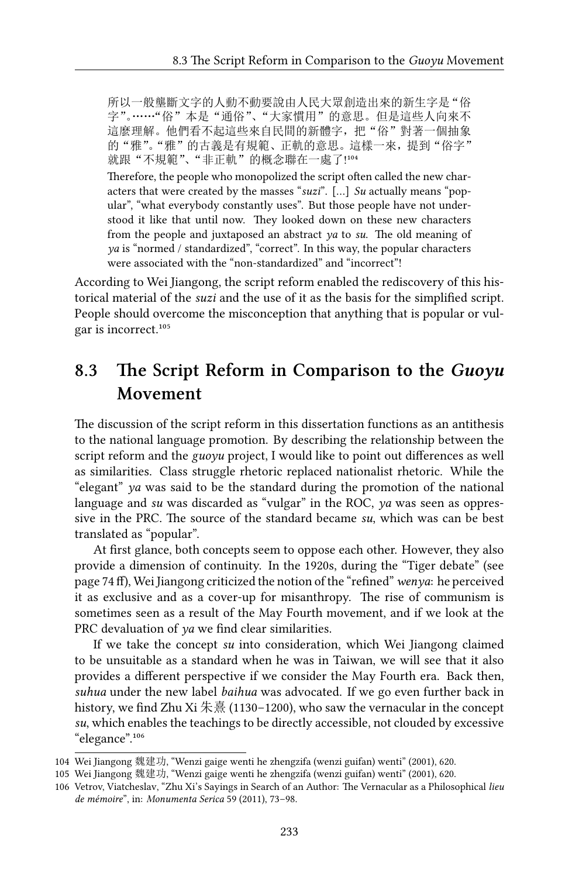所以一般壟斷文字的人動不動要說由人民大眾創造出來的新生字是“俗字”。……“俗”本是“通俗”、“大家慣用”的意思。但是這些人向來不這麼理解。他們看不起這些來自民間的新體字，把“俗”對著一個抽象的“雅”。“雅”的古義是有規範、正軌的意思。這樣一來，提到“俗字”就跟“不規範”、“非正軌”的概念聯在一處了![104]

Therefore, the people who monopolized the script often called the new characters that were created by the masses “*suzi*”. […] *Su* actually means “popular”, “what everybody constantly uses”. But those people have not understood it like that until now. They looked down on these new characters from the people and juxtaposed an abstract *ya* to *su*. The old meaning of *ya* is “normed / standardized”, “correct”. In this way, the popular characters were associated with the “non-standardized” and “incorrect”!

According to Wei Jiangong, the script reform enabled the rediscovery of this historical material of the *suzi* and the use of it as the basis for the simplified script. People should overcome the misconception that anything that is popular or vulgar is incorrect.[105]

## 8.3 The Script Reform in Comparison to the *Guoyu* Movement

The discussion of the script reform in this dissertation functions as an antithesis to the national language promotion. By describing the relationship between the script reform and the *guoyu* project, I would like to point out differences as well as similarities. Class struggle rhetoric replaced nationalist rhetoric. While the “elegant” *ya* was said to be the standard during the promotion of the national language and *su* was discarded as “vulgar” in the ROC, *ya* was seen as oppressive in the PRC. The source of the standard became *su*, which was can be best translated as “popular”.

At first glance, both concepts seem to oppose each other. However, they also provide a dimension of continuity. In the 1920s, during the “Tiger debate” (see page 74 ff), Wei Jiangong criticized the notion of the “refined” *wenya*: he perceived it as exclusive and as a cover-up for misanthropy. The rise of communism is sometimes seen as a result of the May Fourth movement, and if we look at the PRC devaluation of *ya* we find clear similarities.

If we take the concept *su* into consideration, which Wei Jiangong claimed to be unsuitable as a standard when he was in Taiwan, we will see that it also provides a different perspective if we consider the May Fourth era. Back then, *suhua* under the new label *baihua* was advocated. If we go even further back in history, we find Zhu Xi 朱熹 (1130–1200), who saw the vernacular in the concept *su*, which enables the teachings to be directly accessible, not clouded by excessive “elegance”.[106]

---

104 Wei Jiangong 魏建功, “Wenzi gaige wenti he zhengzifa (wenzi guifan) wenti” (2001), 620.

105 Wei Jiangong 魏建功, “Wenzi gaige wenti he zhengzifa (wenzi guifan) wenti” (2001), 620.

106 Vetrov, Viatcheslav, “Zhu Xi’s Sayings in Search of an Author: The Vernacular as a Philosophical *lieu de mémoire*”, in: *Monumenta Serica* 59 (2011), 73–98.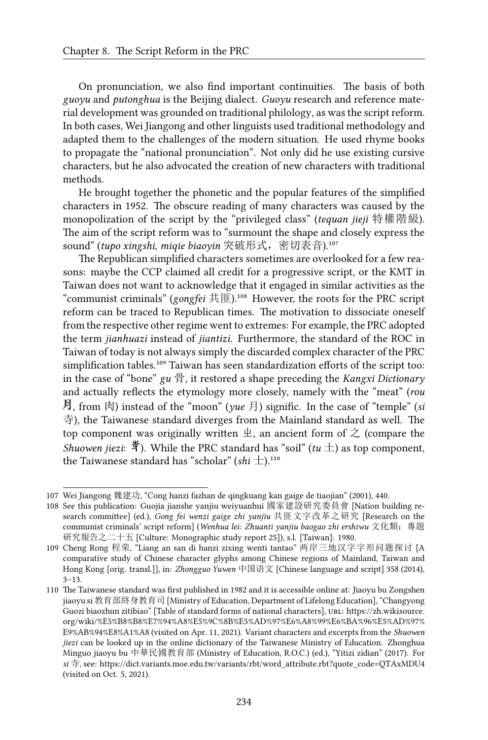On pronunciation, we also find important continuities. The basis of both *guoyu* and *putonghua* is the Beijing dialect. *Guoyu* research and reference material development was grounded on traditional philology, as was the script reform. In both cases, Wei Jiangong and other linguists used traditional methodology and adapted them to the challenges of the modern situation. He used rhyme books to propagate the "national pronunciation". Not only did he use existing cursive characters, but he also advocated the creation of new characters with traditional methods.

He brought together the phonetic and the popular features of the simplified characters in 1952. The obscure reading of many characters was caused by the monopolization of the script by the "privileged class" (*tequan jieji* 特權階級). The aim of the script reform was to "surmount the shape and closely express the sound" (*tupo xingshi, miqie biaoyin* 突破形式，密切表音).[107]

The Republican simplified characters sometimes are overlooked for a few reasons: maybe the CCP claimed all credit for a progressive script, or the KMT in Taiwan does not want to acknowledge that it engaged in similar activities as the "communist criminals" (*gongfei* 共匪).[108] However, the roots for the PRC script reform can be traced to Republican times. The motivation to dissociate oneself from the respective other regime went to extremes: For example, the PRC adopted the term *jianhuazi* instead of *jiantizi*. Furthermore, the standard of the ROC in Taiwan of today is not always simply the discarded complex character of the PRC simplification tables.[109] Taiwan has seen standardization efforts of the script too: in the case of "bone" *gu* 骨, it restored a shape preceding the *Kangxi Dictionary* and actually reflects the etymology more closely, namely with the "meat" (*rou* ⺼, from 肉) instead of the "moon" (*yue* 月) signific. In the case of "temple" (*si* 寺), the Taiwanese standard diverges from the Mainland standard as well. The top component was originally written 㞢, an ancient form of 之 (compare the *Shuowen jiezi*: 寺). While the PRC standard has "soil" (*tu* 土) as top component, the Taiwanese standard has "scholar" (*shi* 士).[110]

---

107 Wei Jiangong 魏建功, "Cong hanzi fazhan de qingkuang kan gaige de tiaojian" (2001), 440.

108 See this publication: Guojia jianshe yanjiu weiyuanhui 國家建設研究委員會 [Nation building research committee] (ed.), *Gong fei wenzi gaige zhi yanjiu* 共匪文字改革之研究 [Research on the communist criminals' script reform] (*Wenhua lei: Zhuanti yanjiu baogao zhi ershiwu* 文化類：專題研究報告之二十五 [Culture: Monographic study report 25]), s.l. [Taiwan]: 1980.

109 Cheng Rong 程荣, "Liang an san di hanzi zixing wenti tantao" 两岸三地汉字字形问题探讨 [A comparative study of Chinese character glyphs among Chinese regions of Mainland, Taiwan and Hong Kong [orig. transl.]], in: *Zhongguo Yuwen* 中国语文 [Chinese language and script] 358 (2014), 3–13.

110 The Taiwanese standard was first published in 1982 and it is accessible online at: Jiaoyu bu Zongshen jiaoyu si 教育部終身教育司 [Ministry of Education, Department of Lifelong Education], "Changyong Guozi biaozhun zitibiao" [Table of standard forms of national characters], URL: https://zh.wikisource.org/wiki/%E5%B8%B8%E7%94%A8%E5%9C%8B%E5%AD%97%E6%A8%99%E6%BA%96%E5%AD%97%E9%AB%94%E8%A1%A8 (visited on Apr. 11, 2021). Variant characters and excerpts from the *Shuowen jiezi* can be looked up in the online dictionary of the Taiwanese Ministry of Education. Zhonghua Minguo jiaoyu bu 中華民國教育部 (Ministry of Education, R.O.C.) (ed.), "Yitizi zidian" (2017). For *si* 寺, see: https://dict.variants.moe.edu.tw/variants/rbt/word_attribute.rbt?quote_code=QTAxMDU4 (visited on Oct. 5, 2021).